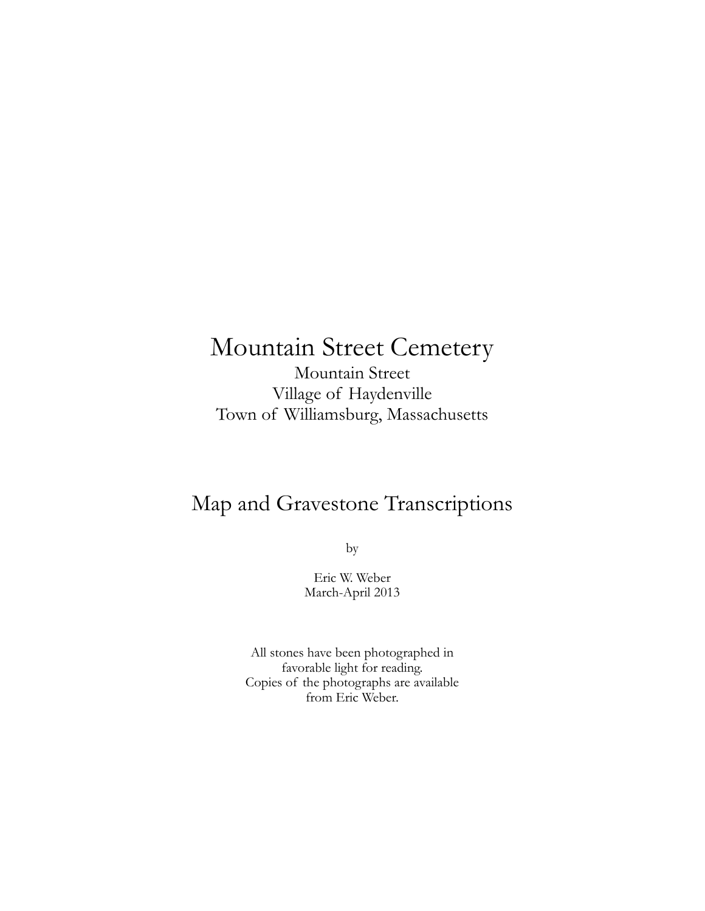# Mountain Street Cemetery

Mountain Street
Village of Haydenville
Town of Williamsburg, Massachusetts

## Map and Gravestone Transcriptions

by

Eric W. Weber
March-April 2013

All stones have been photographed in
favorable light for reading.
Copies of the photographs are available
from Eric Weber.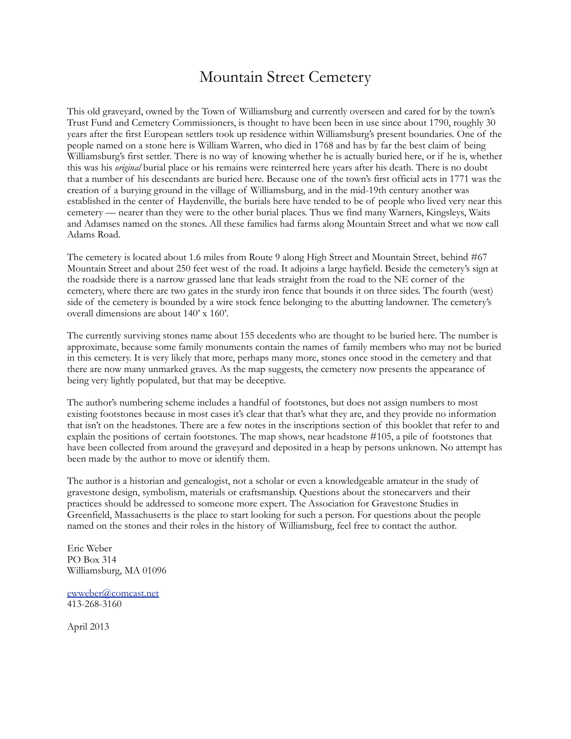# Mountain Street Cemetery

This old graveyard, owned by the Town of Williamsburg and currently overseen and cared for by the town's Trust Fund and Cemetery Commissioners, is thought to have been been in use since about 1790, roughly 30 years after the first European settlers took up residence within Williamsburg's present boundaries. One of the people named on a stone here is William Warren, who died in 1768 and has by far the best claim of being Williamsburg's first settler. There is no way of knowing whether he is actually buried here, or if he is, whether this was his *original* burial place or his remains were reinterred here years after his death. There is no doubt that a number of his descendants are buried here. Because one of the town's first official acts in 1771 was the creation of a burying ground in the village of Williamsburg, and in the mid-19th century another was established in the center of Haydenville, the burials here have tended to be of people who lived very near this cemetery — nearer than they were to the other burial places. Thus we find many Warners, Kingsleys, Waits and Adamses named on the stones. All these families had farms along Mountain Street and what we now call Adams Road.

The cemetery is located about 1.6 miles from Route 9 along High Street and Mountain Street, behind #67 Mountain Street and about 250 feet west of the road. It adjoins a large hayfield. Beside the cemetery's sign at the roadside there is a narrow grassed lane that leads straight from the road to the NE corner of the cemetery, where there are two gates in the sturdy iron fence that bounds it on three sides. The fourth (west) side of the cemetery is bounded by a wire stock fence belonging to the abutting landowner. The cemetery's overall dimensions are about 140' x 160'.

The currently surviving stones name about 155 decedents who are thought to be buried here. The number is approximate, because some family monuments contain the names of family members who may not be buried in this cemetery. It is very likely that more, perhaps many more, stones once stood in the cemetery and that there are now many unmarked graves. As the map suggests, the cemetery now presents the appearance of being very lightly populated, but that may be deceptive.

The author's numbering scheme includes a handful of footstones, but does not assign numbers to most existing footstones because in most cases it's clear that that's what they are, and they provide no information that isn't on the headstones. There are a few notes in the inscriptions section of this booklet that refer to and explain the positions of certain footstones. The map shows, near headstone #105, a pile of footstones that have been collected from around the graveyard and deposited in a heap by persons unknown. No attempt has been made by the author to move or identify them.

The author is a historian and genealogist, not a scholar or even a knowledgeable amateur in the study of gravestone design, symbolism, materials or craftsmanship. Questions about the stonecarvers and their practices should be addressed to someone more expert. The Association for Gravestone Studies in Greenfield, Massachusetts is the place to start looking for such a person. For questions about the people named on the stones and their roles in the history of Williamsburg, feel free to contact the author.

Eric Weber
PO Box 314
Williamsburg, MA 01096

ewweber@comcast.net
413-268-3160

April 2013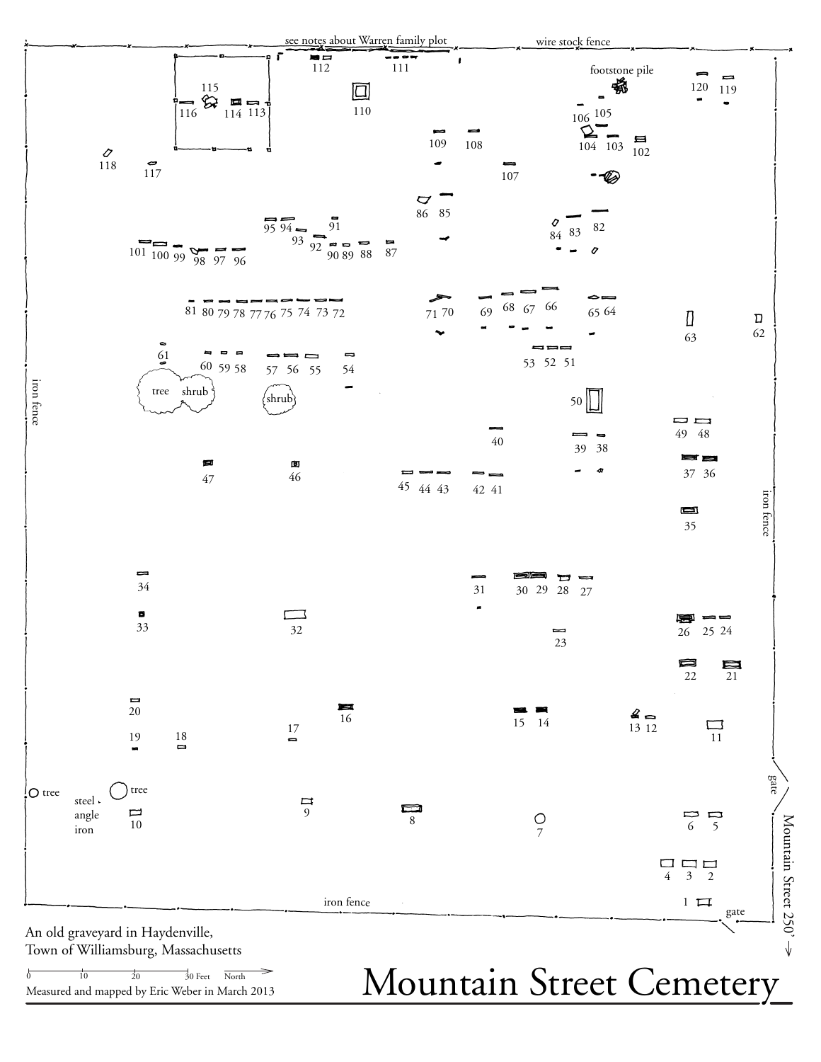see notes about Warren family plot

wire stock fence

footstone pile

112 111 110 115 116 114 113 106 105 104 103 102 120 119 118 117 109 108 107 86 85 95 94 91 93 92 90 89 88 87 84 83 82 101 100 99 98 97 96 81 80 79 78 77 76 75 74 73 72 71 70 69 68 67 66 65 64 63 62 61 60 59 58 57 56 55 54 53 52 51

tree shrub shrub

iron fence

50 40 39 38 49 48 47 46 45 44 43 42 41 37 36 35

iron fence

34 31 30 29 28 27 33 32 23 26 25 24 22 21 20 16 15 14 13 12 17 11 19 18

tree tree steel angle iron

10 9 8 7 6 5

gate

Mountain Street 250' →

4 3 2 1

iron fence

gate

An old graveyard in Haydenville,
Town of Williamsburg, Massachusetts

0 10 20 30 Feet North →

Measured and mapped by Eric Weber in March 2013

# Mountain Street Cemetery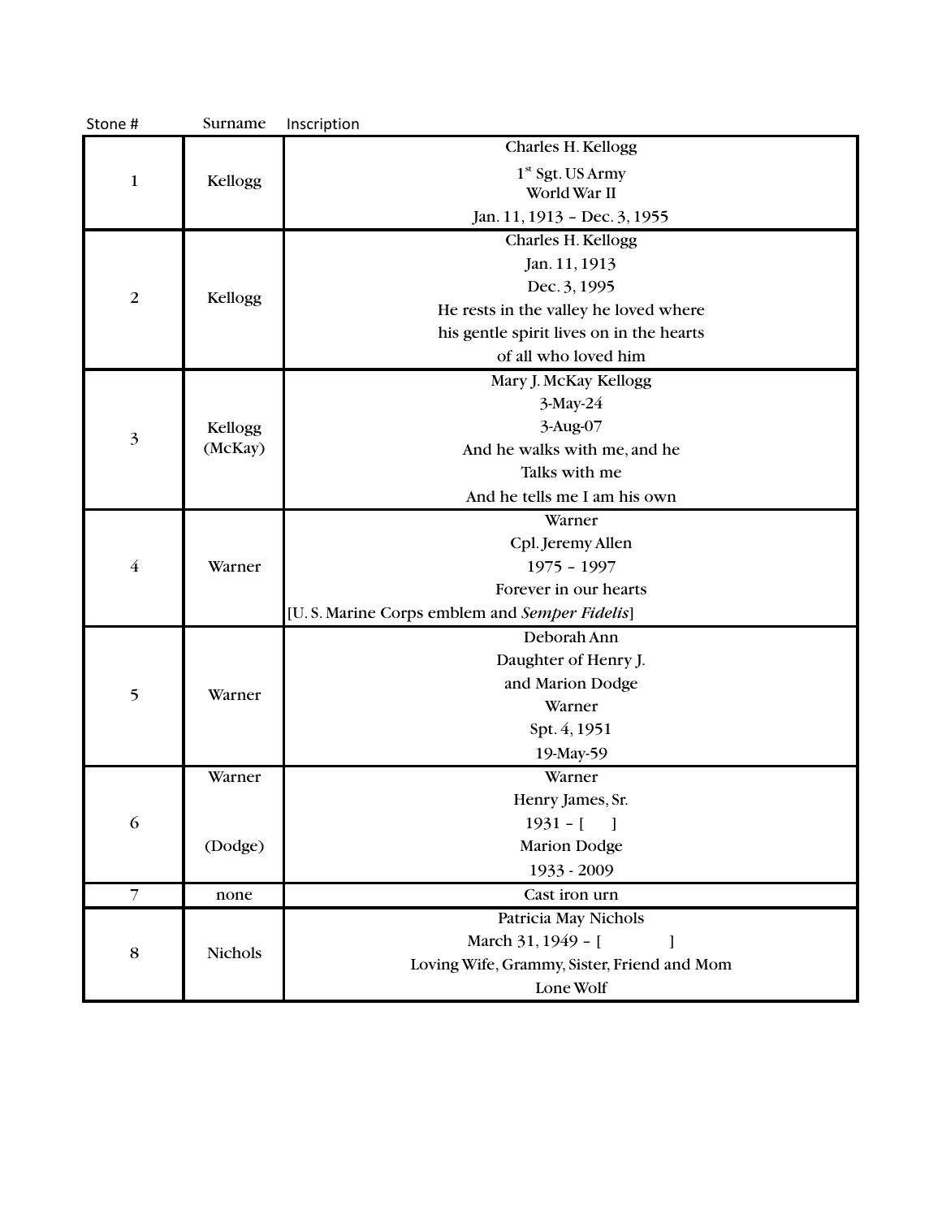| Stone # | Surname | Inscription |
|---|---|---|
| 1 | Kellogg | Charles H. Kellogg<br>1st Sgt. US Army<br>World War II<br>Jan. 11, 1913 – Dec. 3, 1955 |
| 2 | Kellogg | Charles H. Kellogg<br>Jan. 11, 1913<br>Dec. 3, 1995<br>He rests in the valley he loved where<br>his gentle spirit lives on in the hearts<br>of all who loved him |
| 3 | Kellogg (McKay) | Mary J. McKay Kellogg<br>3-May-24<br>3-Aug-07<br>And he walks with me, and he<br>Talks with me<br>And he tells me I am his own |
| 4 | Warner | Warner<br>Cpl. Jeremy Allen<br>1975 – 1997<br>Forever in our hearts<br>[U. S. Marine Corps emblem and *Semper Fidelis*] |
| 5 | Warner | Deborah Ann<br>Daughter of Henry J.<br>and Marion Dodge<br>Warner<br>Spt. 4, 1951<br>19-May-59 |
| 6 | Warner<br><br>(Dodge) | Warner<br>Henry James, Sr.<br>1931 – [ ]<br>Marion Dodge<br>1933 - 2009 |
| 7 | none | Cast iron urn |
| 8 | Nichols | Patricia May Nichols<br>March 31, 1949 – [ ]<br>Loving Wife, Grammy, Sister, Friend and Mom<br>Lone Wolf |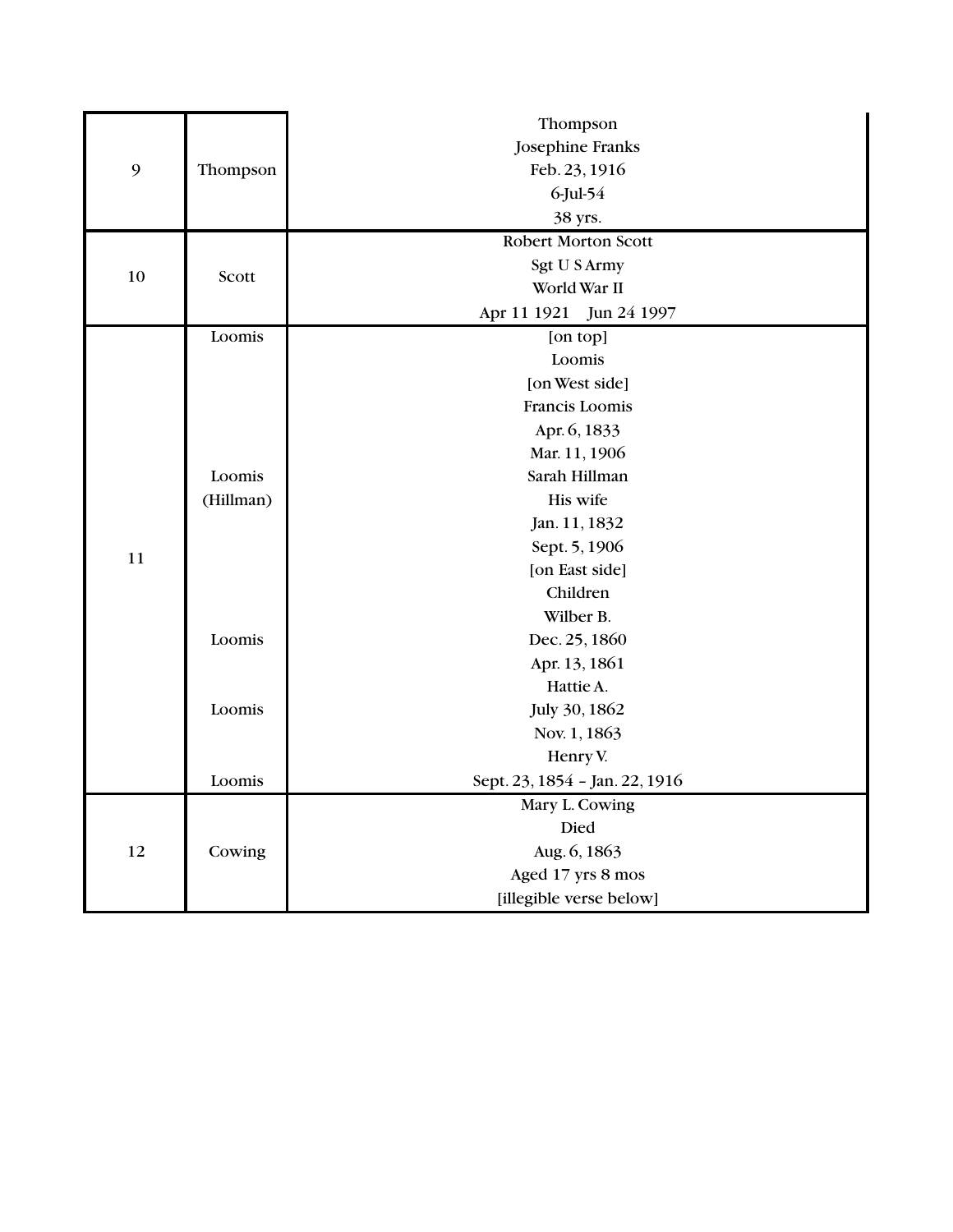| | | |
|---|---|---|
| 9 | Thompson | Thompson<br>Josephine Franks<br>Feb. 23, 1916<br>6-Jul-54<br>38 yrs. |
| 10 | Scott | Robert Morton Scott<br>Sgt U S Army<br>World War II<br>Apr 11 1921 Jun 24 1997 |
| 11 | Loomis | [on top]<br>Loomis<br>[on West side]<br>Francis Loomis<br>Apr. 6, 1833<br>Mar. 11, 1906 |
| | Loomis (Hillman) | Sarah Hillman<br>His wife<br>Jan. 11, 1832<br>Sept. 5, 1906<br>[on East side]<br>Children<br>Wilber B. |
| | Loomis | Dec. 25, 1860<br>Apr. 13, 1861<br>Hattie A. |
| | Loomis | July 30, 1862<br>Nov. 1, 1863<br>Henry V. |
| | Loomis | Sept. 23, 1854 – Jan. 22, 1916 |
| 12 | Cowing | Mary L. Cowing<br>Died<br>Aug. 6, 1863<br>Aged 17 yrs 8 mos<br>[illegible verse below] |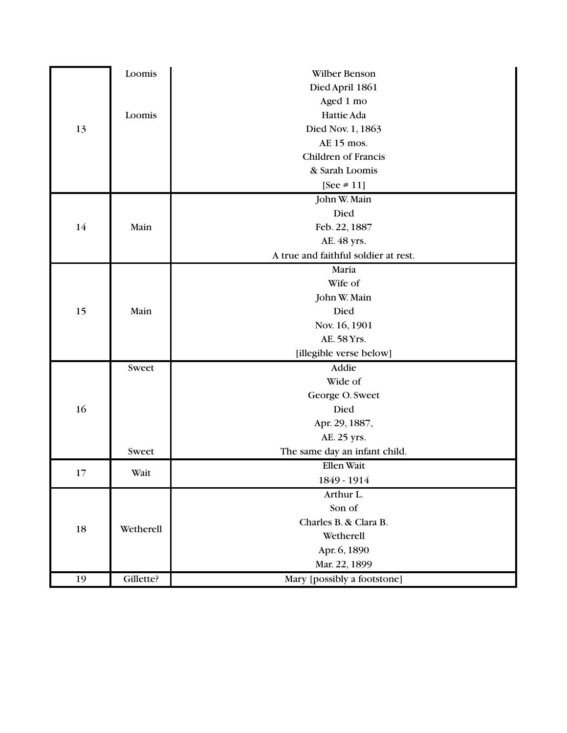| | | |
|---|---|---|
| 13 | Loomis<br><br><br>Loomis | Wilber Benson<br>Died April 1861<br>Aged 1 mo<br>Hattie Ada<br>Died Nov. 1, 1863<br>AE 15 mos.<br>Children of Francis<br>& Sarah Loomis<br>[See # 11] |
| 14 | Main | John W. Main<br>Died<br>Feb. 22, 1887<br>AE. 48 yrs.<br>A true and faithful soldier at rest. |
| 15 | Main | Maria<br>Wife of<br>John W. Main<br>Died<br>Nov. 16, 1901<br>AE. 58 Yrs.<br>[illegible verse below] |
| 16 | Sweet<br><br><br><br><br><br>Sweet | Addie<br>Wide of<br>George O. Sweet<br>Died<br>Apr. 29, 1887,<br>AE. 25 yrs.<br>The same day an infant child. |
| 17 | Wait | Ellen Wait<br>1849 - 1914 |
| 18 | Wetherell | Arthur L.<br>Son of<br>Charles B. & Clara B.<br>Wetherell<br>Apr. 6, 1890<br>Mar. 22, 1899 |
| 19 | Gillette? | Mary [possibly a footstone] |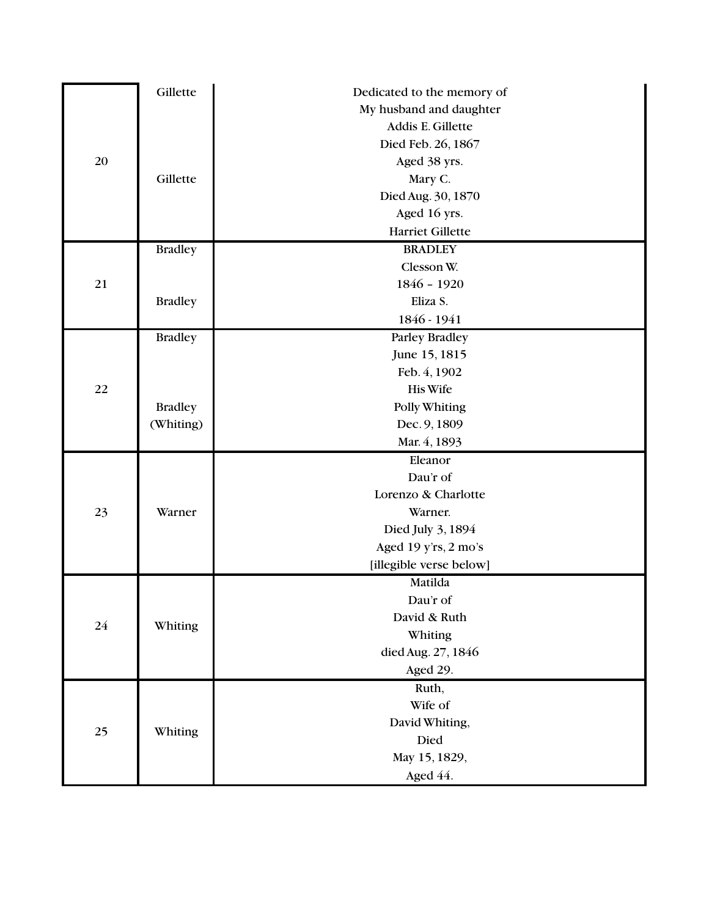| | | |
|---|---|---|
| 20 | Gillette<br><br><br><br>Gillette | Dedicated to the memory of<br>My husband and daughter<br>Addis E. Gillette<br>Died Feb. 26, 1867<br>Aged 38 yrs.<br>Mary C.<br>Died Aug. 30, 1870<br>Aged 16 yrs.<br>Harriet Gillette |
| 21 | Bradley<br><br><br>Bradley | BRADLEY<br>Clesson W.<br>1846 – 1920<br>Eliza S.<br>1846 - 1941 |
| 22 | Bradley<br><br><br><br>Bradley<br>(Whiting) | Parley Bradley<br>June 15, 1815<br>Feb. 4, 1902<br>His Wife<br>Polly Whiting<br>Dec. 9, 1809<br>Mar. 4, 1893 |
| 23 | Warner | Eleanor<br>Dau'r of<br>Lorenzo & Charlotte<br>Warner.<br>Died July 3, 1894<br>Aged 19 y'rs, 2 mo's<br>[illegible verse below] |
| 24 | Whiting | Matilda<br>Dau'r of<br>David & Ruth<br>Whiting<br>died Aug. 27, 1846<br>Aged 29. |
| 25 | Whiting | Ruth,<br>Wife of<br>David Whiting,<br>Died<br>May 15, 1829,<br>Aged 44. |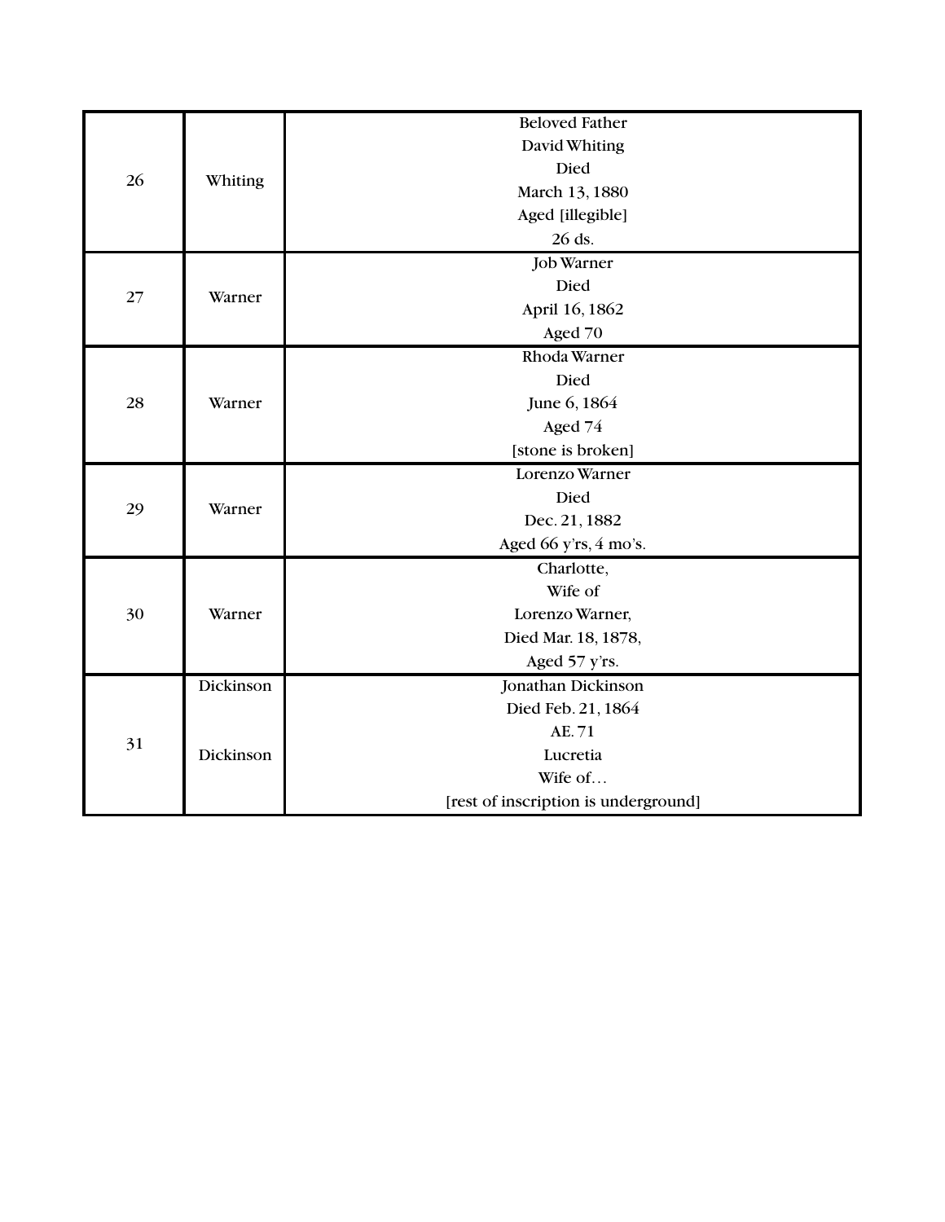| | | |
|---|---|---|
| 26 | Whiting | Beloved Father<br>David Whiting<br>Died<br>March 13, 1880<br>Aged [illegible]<br>26 ds. |
| 27 | Warner | Job Warner<br>Died<br>April 16, 1862<br>Aged 70 |
| 28 | Warner | Rhoda Warner<br>Died<br>June 6, 1864<br>Aged 74<br>[stone is broken] |
| 29 | Warner | Lorenzo Warner<br>Died<br>Dec. 21, 1882<br>Aged 66 y'rs, 4 mo's. |
| 30 | Warner | Charlotte,<br>Wife of<br>Lorenzo Warner,<br>Died Mar. 18, 1878,<br>Aged 57 y'rs. |
| 31 | Dickinson<br><br>Dickinson | Jonathan Dickinson<br>Died Feb. 21, 1864<br>AE. 71<br>Lucretia<br>Wife of…<br>[rest of inscription is underground] |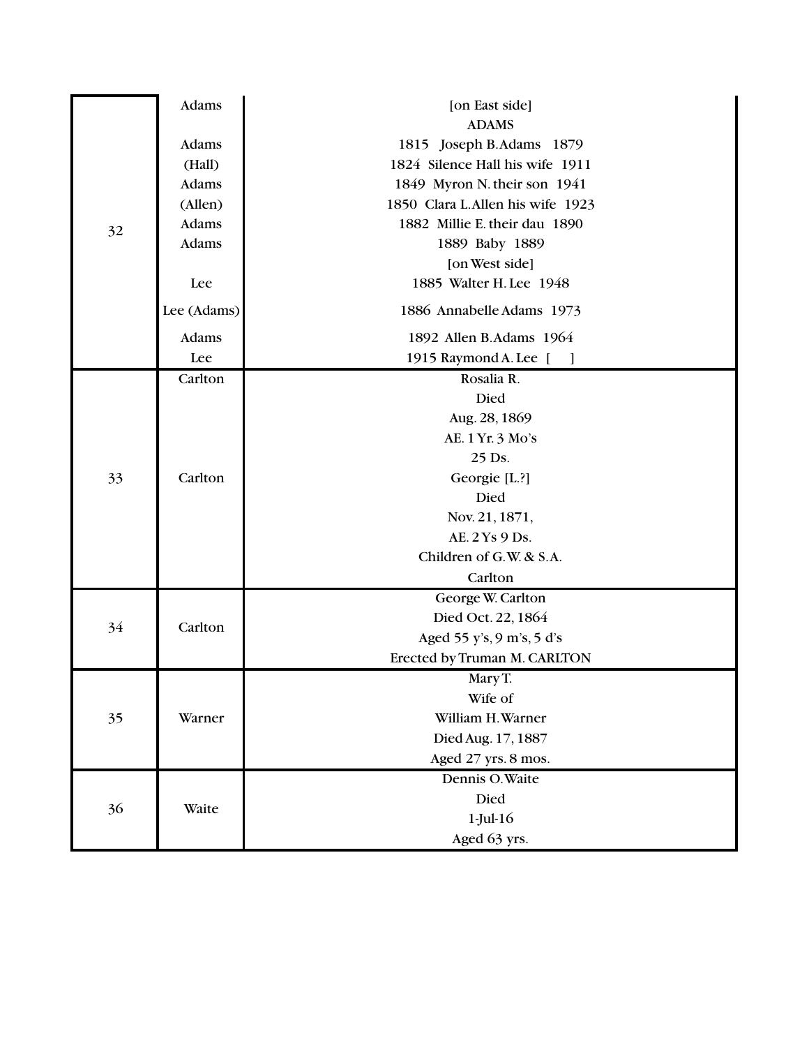| | | |
|---|---|---|
| 32 | Adams | [on East side] |
| | | ADAMS |
| | Adams | 1815 Joseph B. Adams 1879 |
| | (Hall) | 1824 Silence Hall his wife 1911 |
| | Adams | 1849 Myron N. their son 1941 |
| | (Allen) | 1850 Clara L. Allen his wife 1923 |
| | Adams | 1882 Millie E. their dau 1890 |
| | Adams | 1889 Baby 1889 |
| | | [on West side] |
| | Lee | 1885 Walter H. Lee 1948 |
| | Lee (Adams) | 1886 Annabelle Adams 1973 |
| | Adams | 1892 Allen B. Adams 1964 |
| | Lee | 1915 Raymond A. Lee [ ] |
| 33 | Carlton | Rosalia R. |
| | | Died |
| | | Aug. 28, 1869 |
| | | AE. 1 Yr. 3 Mo's |
| | | 25 Ds. |
| | Carlton | Georgie [L.?] |
| | | Died |
| | | Nov. 21, 1871, |
| | | AE. 2 Ys 9 Ds. |
| | | Children of G.W. & S.A. |
| | | Carlton |
| 34 | Carlton | George W. Carlton |
| | | Died Oct. 22, 1864 |
| | | Aged 55 y's, 9 m's, 5 d's |
| | | Erected by Truman M. CARLTON |
| 35 | Warner | Mary T. |
| | | Wife of |
| | | William H. Warner |
| | | Died Aug. 17, 1887 |
| | | Aged 27 yrs. 8 mos. |
| 36 | Waite | Dennis O. Waite |
| | | Died |
| | | 1-Jul-16 |
| | | Aged 63 yrs. |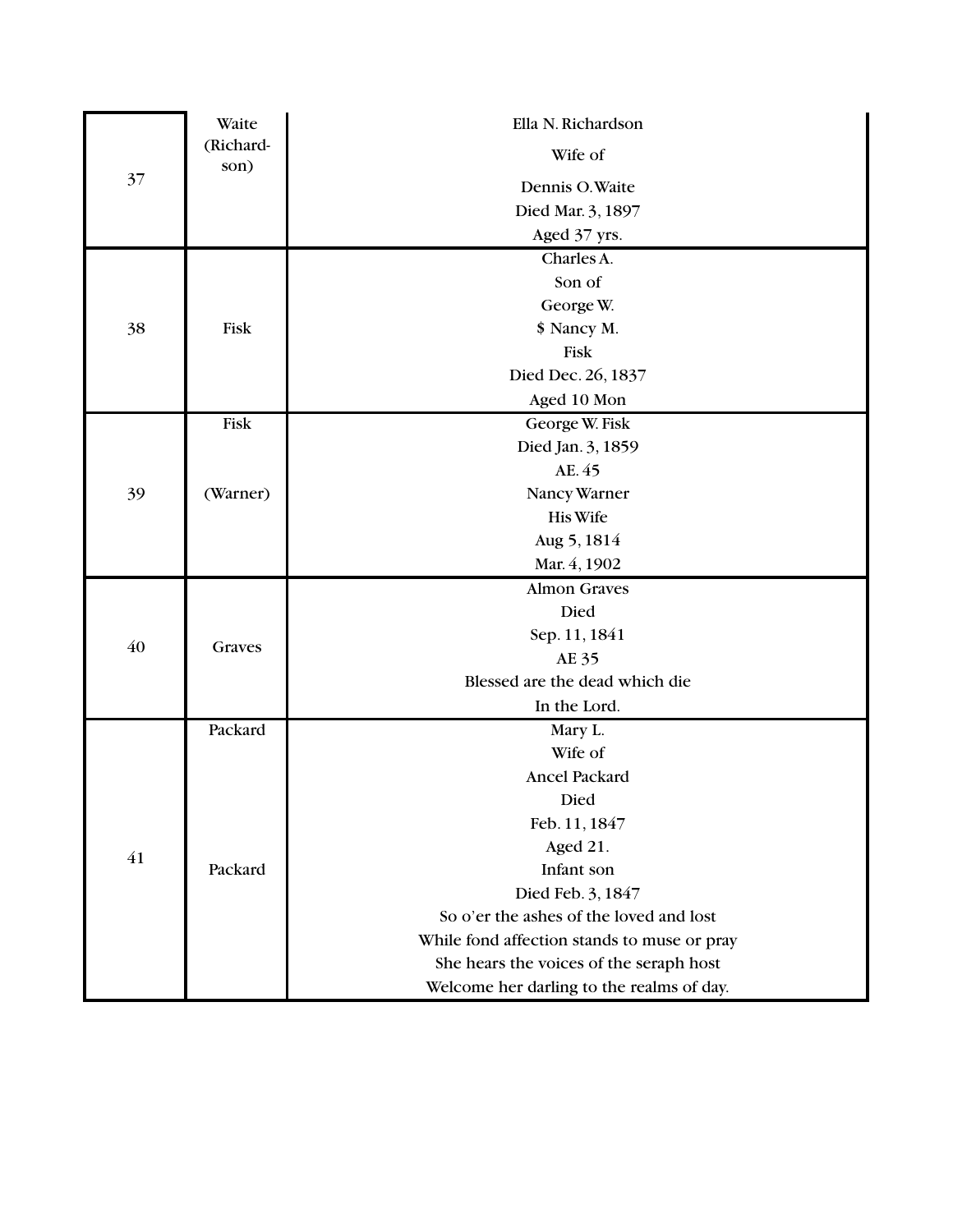| | | |
|---|---|---|
| 37 | Waite (Richard-son) | Ella N. Richardson<br>Wife of<br>Dennis O. Waite<br>Died Mar. 3, 1897<br>Aged 37 yrs. |
| 38 | Fisk | Charles A.<br>Son of<br>George W.<br>$ Nancy M.<br>Fisk<br>Died Dec. 26, 1837<br>Aged 10 Mon |
| 39 | Fisk<br><br>(Warner) | George W. Fisk<br>Died Jan. 3, 1859<br>AE. 45<br>Nancy Warner<br>His Wife<br>Aug 5, 1814<br>Mar. 4, 1902 |
| 40 | Graves | Almon Graves<br>Died<br>Sep. 11, 1841<br>AE 35<br>Blessed are the dead which die<br>In the Lord. |
| 41 | Packard<br><br>Packard | Mary L.<br>Wife of<br>Ancel Packard<br>Died<br>Feb. 11, 1847<br>Aged 21.<br>Infant son<br>Died Feb. 3, 1847<br>So o'er the ashes of the loved and lost<br>While fond affection stands to muse or pray<br>She hears the voices of the seraph host<br>Welcome her darling to the realms of day. |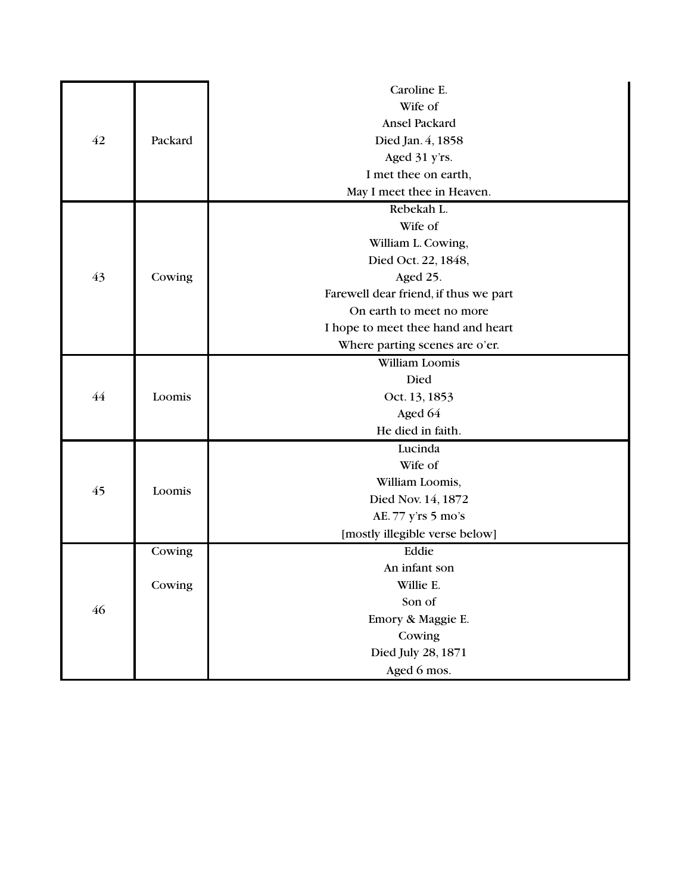| | | |
|---|---|---|
| 42 | Packard | Caroline E.<br>Wife of<br>Ansel Packard<br>Died Jan. 4, 1858<br>Aged 31 y'rs.<br>I met thee on earth,<br>May I meet thee in Heaven. |
| 43 | Cowing | Rebekah L.<br>Wife of<br>William L. Cowing,<br>Died Oct. 22, 1848,<br>Aged 25.<br>Farewell dear friend, if thus we part<br>On earth to meet no more<br>I hope to meet thee hand and heart<br>Where parting scenes are o'er. |
| 44 | Loomis | William Loomis<br>Died<br>Oct. 13, 1853<br>Aged 64<br>He died in faith. |
| 45 | Loomis | Lucinda<br>Wife of<br>William Loomis,<br>Died Nov. 14, 1872<br>AE. 77 y'rs 5 mo's<br>[mostly illegible verse below] |
| 46 | Cowing<br><br>Cowing | Eddie<br>An infant son<br>Willie E.<br>Son of<br>Emory & Maggie E.<br>Cowing<br>Died July 28, 1871<br>Aged 6 mos. |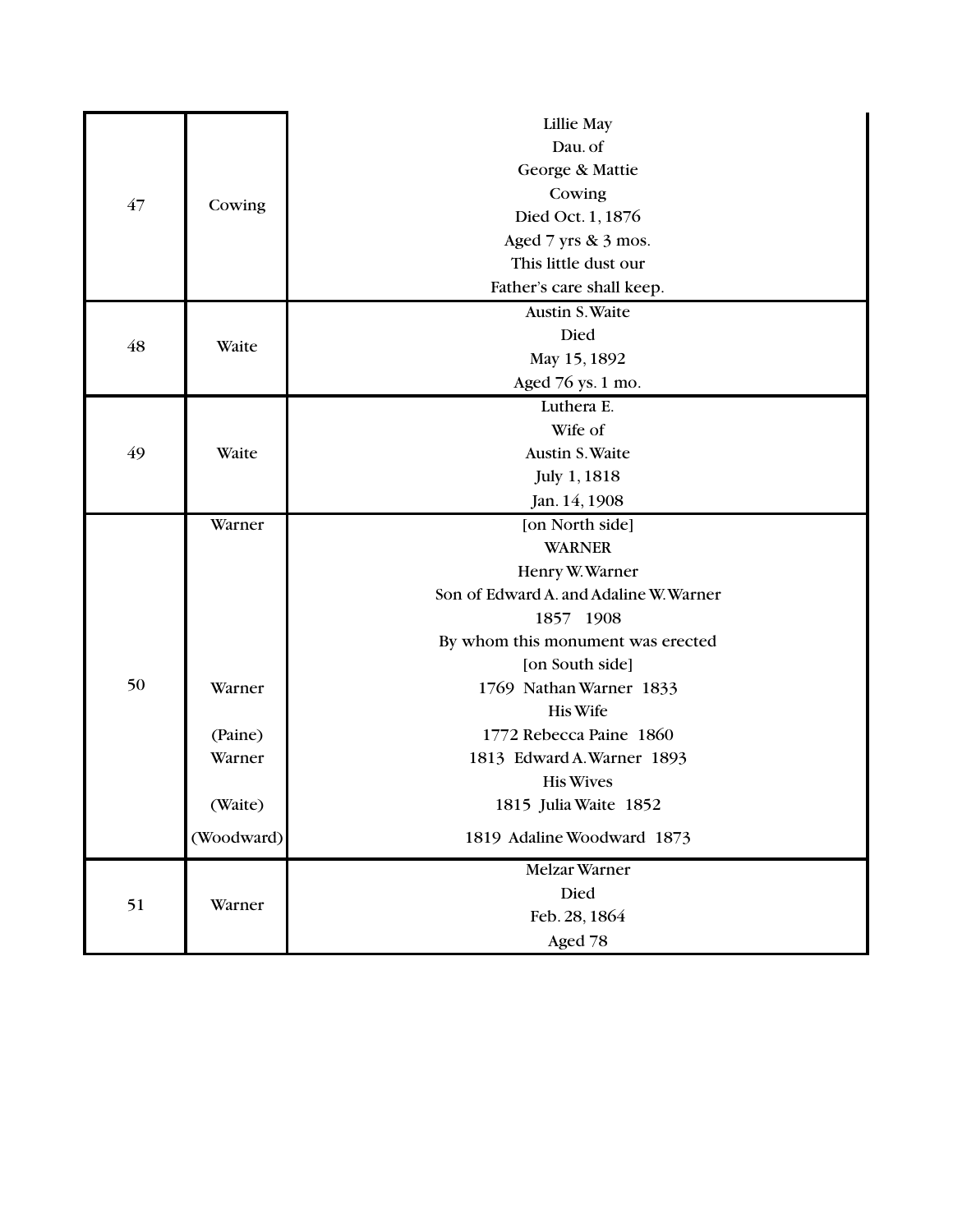| | | |
|---|---|---|
| 47 | Cowing | Lillie May<br>Dau. of<br>George & Mattie<br>Cowing<br>Died Oct. 1, 1876<br>Aged 7 yrs & 3 mos.<br>This little dust our<br>Father's care shall keep. |
| 48 | Waite | Austin S. Waite<br>Died<br>May 15, 1892<br>Aged 76 ys. 1 mo. |
| 49 | Waite | Luthera E.<br>Wife of<br>Austin S. Waite<br>July 1, 1818<br>Jan. 14, 1908 |
| 50 | Warner | [on North side]<br>WARNER<br>Henry W. Warner<br>Son of Edward A. and Adaline W. Warner<br>1857 1908<br>By whom this monument was erected |
| | Warner | [on South side]<br>1769 Nathan Warner 1833<br>His Wife |
| | (Paine) | 1772 Rebecca Paine 1860 |
| | Warner | 1813 Edward A. Warner 1893<br>His Wives |
| | (Waite) | 1815 Julia Waite 1852 |
| | (Woodward) | 1819 Adaline Woodward 1873 |
| 51 | Warner | Melzar Warner<br>Died<br>Feb. 28, 1864<br>Aged 78 |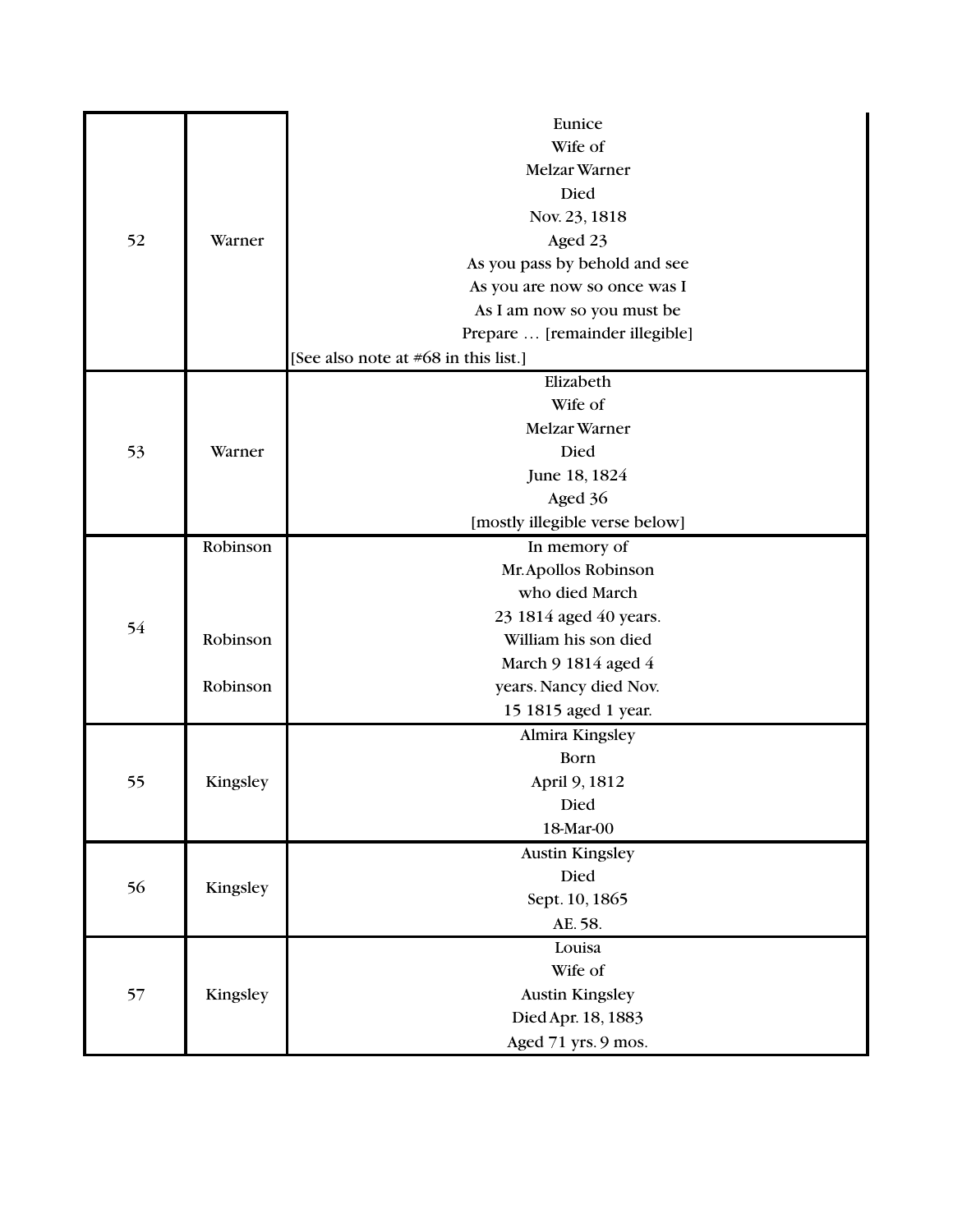| | | |
|---|---|---|
| 52 | Warner | Eunice<br>Wife of<br>Melzar Warner<br>Died<br>Nov. 23, 1818<br>Aged 23<br>As you pass by behold and see<br>As you are now so once was I<br>As I am now so you must be<br>Prepare … [remainder illegible]<br>[See also note at #68 in this list.] |
| 53 | Warner | Elizabeth<br>Wife of<br>Melzar Warner<br>Died<br>June 18, 1824<br>Aged 36<br>[mostly illegible verse below] |
| 54 | Robinson<br><br><br>Robinson<br><br>Robinson | In memory of<br>Mr. Apollos Robinson<br>who died March<br>23 1814 aged 40 years.<br>William his son died<br>March 9 1814 aged 4<br>years. Nancy died Nov.<br>15 1815 aged 1 year. |
| 55 | Kingsley | Almira Kingsley<br>Born<br>April 9, 1812<br>Died<br>18-Mar-00 |
| 56 | Kingsley | Austin Kingsley<br>Died<br>Sept. 10, 1865<br>AE. 58. |
| 57 | Kingsley | Louisa<br>Wife of<br>Austin Kingsley<br>Died Apr. 18, 1883<br>Aged 71 yrs. 9 mos. |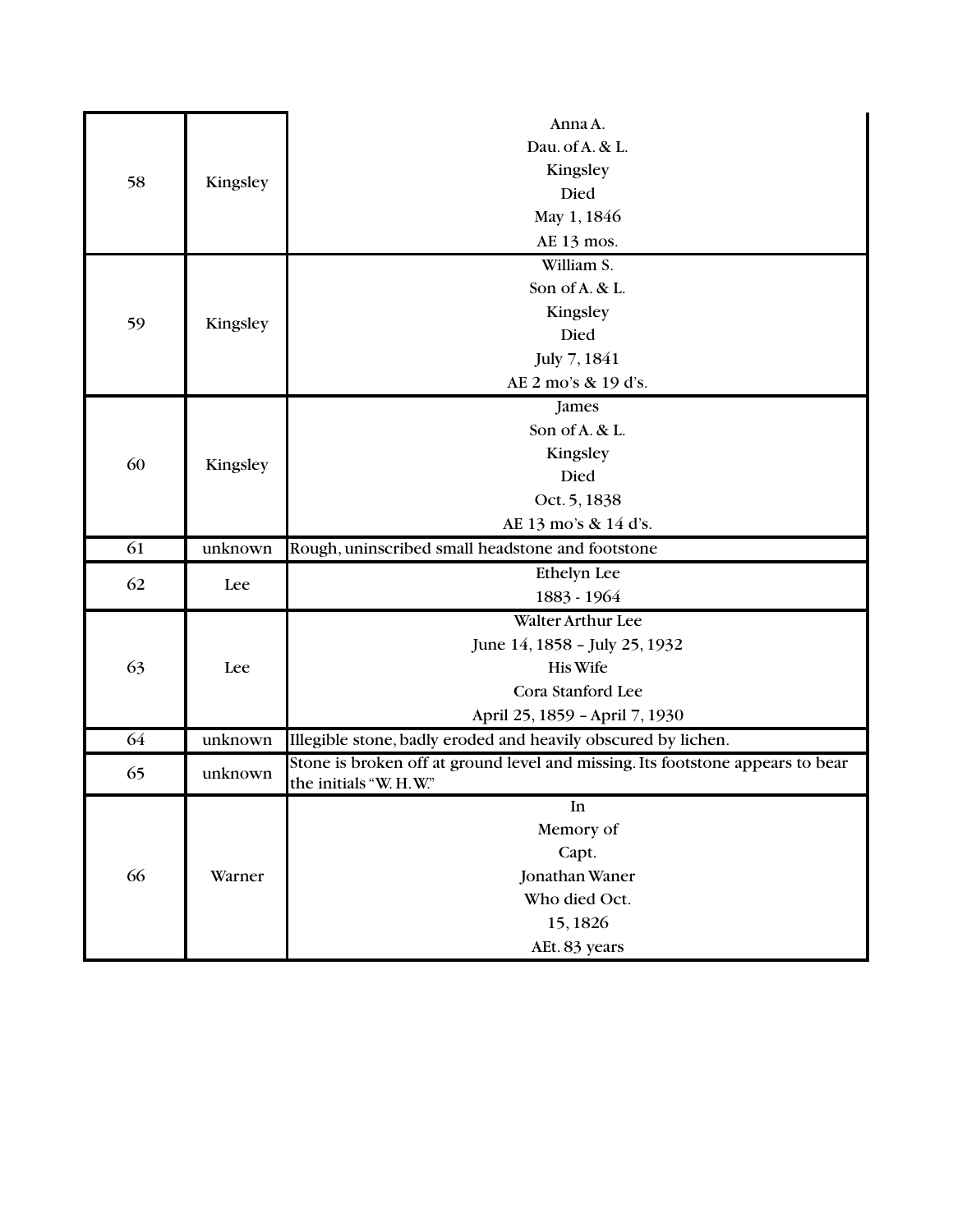| | | |
|---|---|---|
| 58 | Kingsley | Anna A.<br>Dau. of A. & L.<br>Kingsley<br>Died<br>May 1, 1846<br>AE 13 mos. |
| 59 | Kingsley | William S.<br>Son of A. & L.<br>Kingsley<br>Died<br>July 7, 1841<br>AE 2 mo's & 19 d's. |
| 60 | Kingsley | James<br>Son of A. & L.<br>Kingsley<br>Died<br>Oct. 5, 1838<br>AE 13 mo's & 14 d's. |
| 61 | unknown | Rough, uninscribed small headstone and footstone |
| 62 | Lee | Ethelyn Lee<br>1883 - 1964 |
| 63 | Lee | Walter Arthur Lee<br>June 14, 1858 – July 25, 1932<br>His Wife<br>Cora Stanford Lee<br>April 25, 1859 – April 7, 1930 |
| 64 | unknown | Illegible stone, badly eroded and heavily obscured by lichen. |
| 65 | unknown | Stone is broken off at ground level and missing. Its footstone appears to bear the initials "W. H. W." |
| 66 | Warner | In<br>Memory of<br>Capt.<br>Jonathan Waner<br>Who died Oct.<br>15, 1826<br>AEt. 83 years |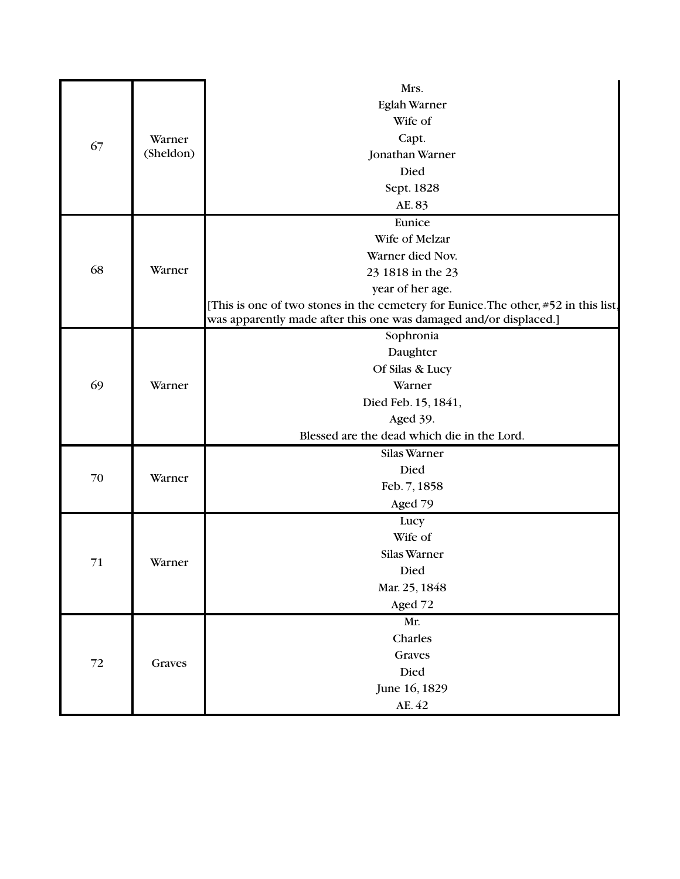| | | |
|---|---|---|
| 67 | Warner (Sheldon) | Mrs.<br>Eglah Warner<br>Wife of<br>Capt.<br>Jonathan Warner<br>Died<br>Sept. 1828<br>AE. 83 |
| 68 | Warner | Eunice<br>Wife of Melzar<br>Warner died Nov.<br>23 1818 in the 23<br>year of her age.<br>[This is one of two stones in the cemetery for Eunice. The other, #52 in this list, was apparently made after this one was damaged and/or displaced.] |
| 69 | Warner | Sophronia<br>Daughter<br>Of Silas & Lucy<br>Warner<br>Died Feb. 15, 1841,<br>Aged 39.<br>Blessed are the dead which die in the Lord. |
| 70 | Warner | Silas Warner<br>Died<br>Feb. 7, 1858<br>Aged 79 |
| 71 | Warner | Lucy<br>Wife of<br>Silas Warner<br>Died<br>Mar. 25, 1848<br>Aged 72 |
| 72 | Graves | Mr.<br>Charles<br>Graves<br>Died<br>June 16, 1829<br>AE. 42 |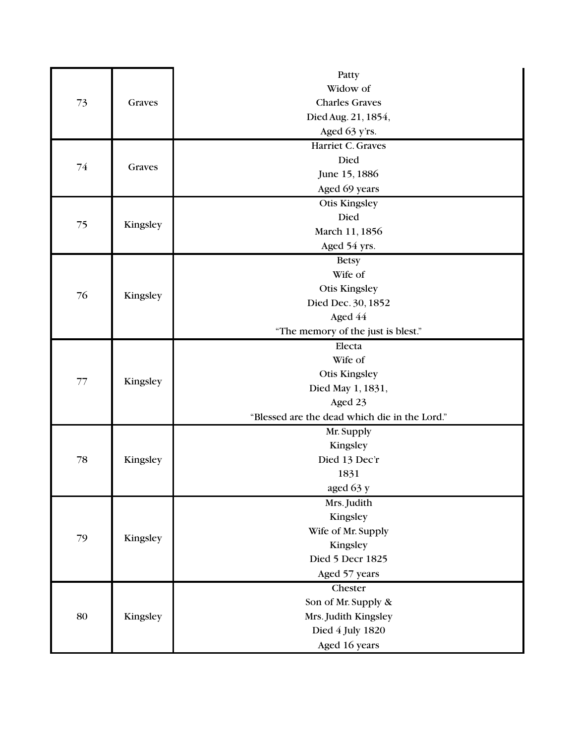| | | |
|---|---|---|
| 73 | Graves | Patty<br>Widow of<br>Charles Graves<br>Died Aug. 21, 1854,<br>Aged 63 y'rs. |
| 74 | Graves | Harriet C. Graves<br>Died<br>June 15, 1886<br>Aged 69 years |
| 75 | Kingsley | Otis Kingsley<br>Died<br>March 11, 1856<br>Aged 54 yrs. |
| 76 | Kingsley | Betsy<br>Wife of<br>Otis Kingsley<br>Died Dec. 30, 1852<br>Aged 44<br>"The memory of the just is blest." |
| 77 | Kingsley | Electa<br>Wife of<br>Otis Kingsley<br>Died May 1, 1831,<br>Aged 23<br>"Blessed are the dead which die in the Lord." |
| 78 | Kingsley | Mr. Supply<br>Kingsley<br>Died 13 Dec'r<br>1831<br>aged 63 y |
| 79 | Kingsley | Mrs. Judith<br>Kingsley<br>Wife of Mr. Supply<br>Kingsley<br>Died 5 Decr 1825<br>Aged 57 years |
| 80 | Kingsley | Chester<br>Son of Mr. Supply &<br>Mrs. Judith Kingsley<br>Died 4 July 1820<br>Aged 16 years |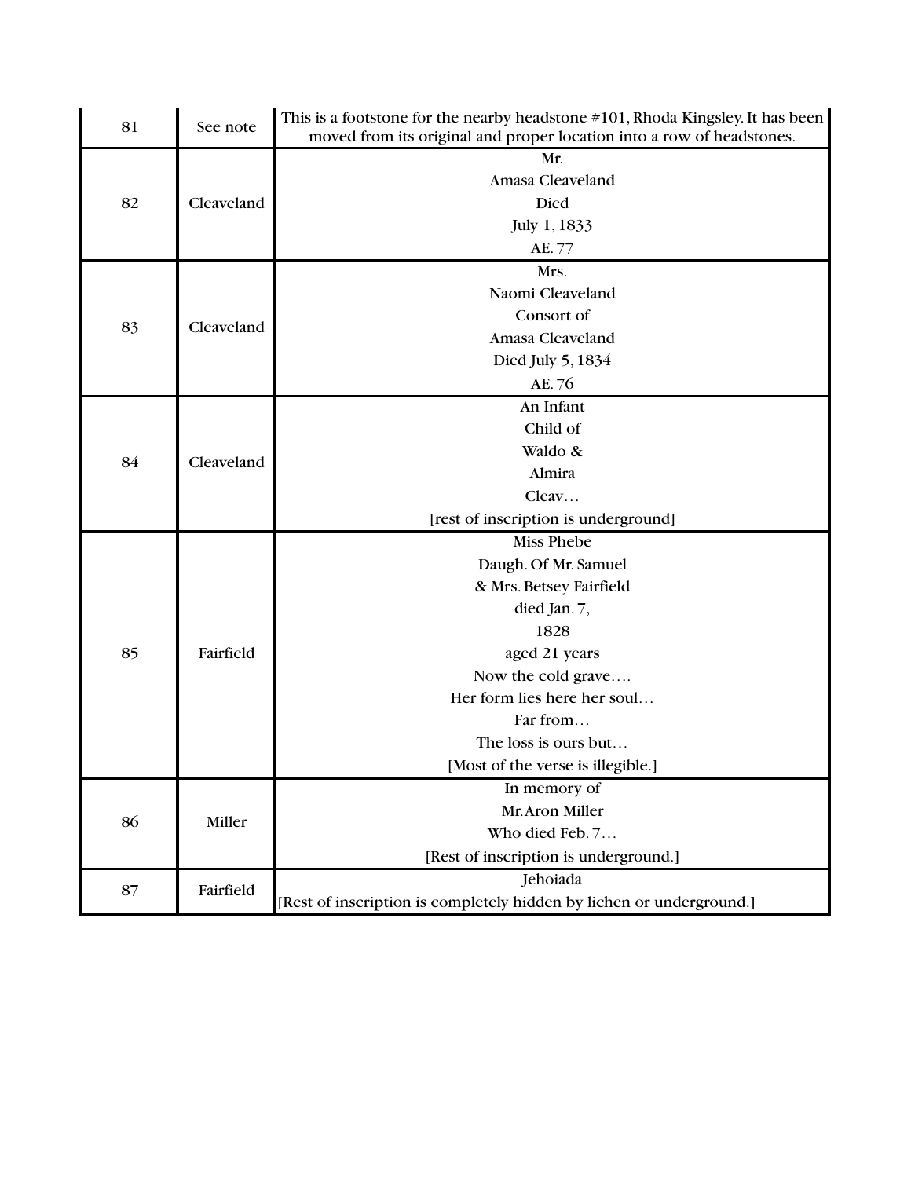| | | |
|---|---|---|
| 81 | See note | This is a footstone for the nearby headstone #101, Rhoda Kingsley. It has been moved from its original and proper location into a row of headstones. |
| 82 | Cleaveland | Mr.<br>Amasa Cleaveland<br>Died<br>July 1, 1833<br>AE. 77 |
| 83 | Cleaveland | Mrs.<br>Naomi Cleaveland<br>Consort of<br>Amasa Cleaveland<br>Died July 5, 1834<br>AE. 76 |
| 84 | Cleaveland | An Infant<br>Child of<br>Waldo &<br>Almira<br>Cleav…<br>[rest of inscription is underground] |
| 85 | Fairfield | Miss Phebe<br>Daugh. Of Mr. Samuel<br>& Mrs. Betsey Fairfield<br>died Jan. 7,<br>1828<br>aged 21 years<br>Now the cold grave….<br>Her form lies here her soul…<br>Far from…<br>The loss is ours but…<br>[Most of the verse is illegible.] |
| 86 | Miller | In memory of<br>Mr. Aron Miller<br>Who died Feb. 7…<br>[Rest of inscription is underground.] |
| 87 | Fairfield | Jehoiada<br>[Rest of inscription is completely hidden by lichen or underground.] |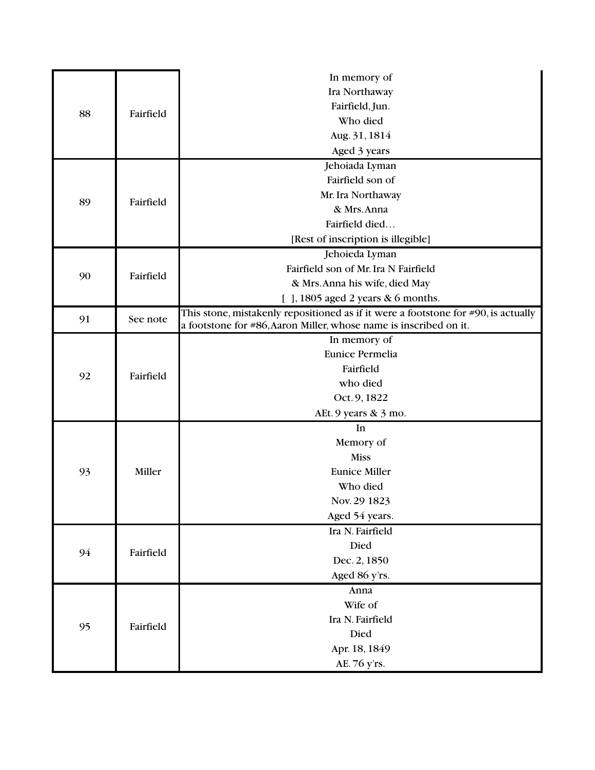| | | |
|---|---|---|
| 88 | Fairfield | In memory of<br>Ira Northaway<br>Fairfield, Jun.<br>Who died<br>Aug. 31, 1814<br>Aged 3 years |
| 89 | Fairfield | Jehoiada Lyman<br>Fairfield son of<br>Mr. Ira Northaway<br>& Mrs. Anna<br>Fairfield died…<br>[Rest of inscription is illegible] |
| 90 | Fairfield | Jehoieda Lyman<br>Fairfield son of Mr. Ira N Fairfield<br>& Mrs. Anna his wife, died May<br>[ ], 1805 aged 2 years & 6 months. |
| 91 | See note | This stone, mistakenly repositioned as if it were a footstone for #90, is actually a footstone for #86, Aaron Miller, whose name is inscribed on it. |
| 92 | Fairfield | In memory of<br>Eunice Permelia<br>Fairfield<br>who died<br>Oct. 9, 1822<br>AEt. 9 years & 3 mo. |
| 93 | Miller | In<br>Memory of<br>Miss<br>Eunice Miller<br>Who died<br>Nov. 29 1823<br>Aged 54 years. |
| 94 | Fairfield | Ira N. Fairfield<br>Died<br>Dec. 2, 1850<br>Aged 86 y'rs. |
| 95 | Fairfield | Anna<br>Wife of<br>Ira N. Fairfield<br>Died<br>Apr. 18, 1849<br>AE. 76 y'rs. |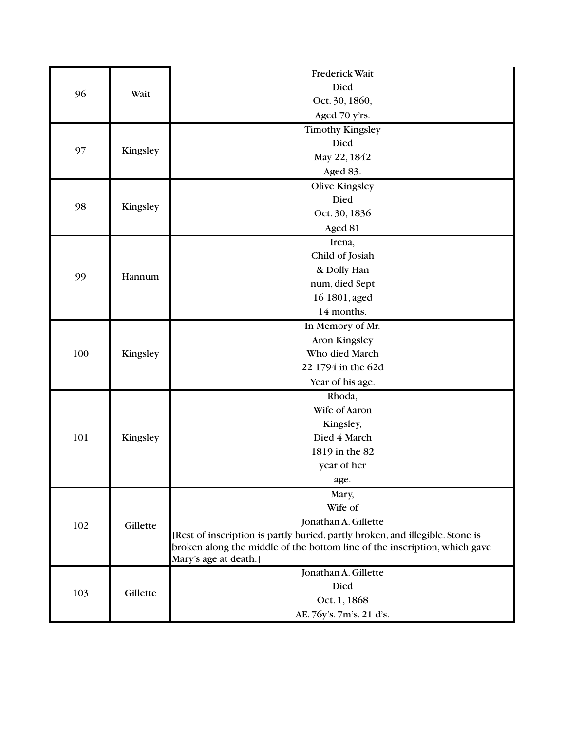| | | |
|---|---|---|
| 96 | Wait | Frederick Wait<br>Died<br>Oct. 30, 1860,<br>Aged 70 y'rs. |
| 97 | Kingsley | Timothy Kingsley<br>Died<br>May 22, 1842<br>Aged 83. |
| 98 | Kingsley | Olive Kingsley<br>Died<br>Oct. 30, 1836<br>Aged 81 |
| 99 | Hannum | Irena,<br>Child of Josiah<br>& Dolly Han<br>num, died Sept<br>16 1801, aged<br>14 months. |
| 100 | Kingsley | In Memory of Mr.<br>Aron Kingsley<br>Who died March<br>22 1794 in the 62d<br>Year of his age. |
| 101 | Kingsley | Rhoda,<br>Wife of Aaron<br>Kingsley,<br>Died 4 March<br>1819 in the 82<br>year of her<br>age. |
| 102 | Gillette | Mary,<br>Wife of<br>Jonathan A. Gillette<br>[Rest of inscription is partly buried, partly broken, and illegible. Stone is broken along the middle of the bottom line of the inscription, which gave Mary's age at death.] |
| 103 | Gillette | Jonathan A. Gillette<br>Died<br>Oct. 1, 1868<br>AE. 76y's. 7m's. 21 d's. |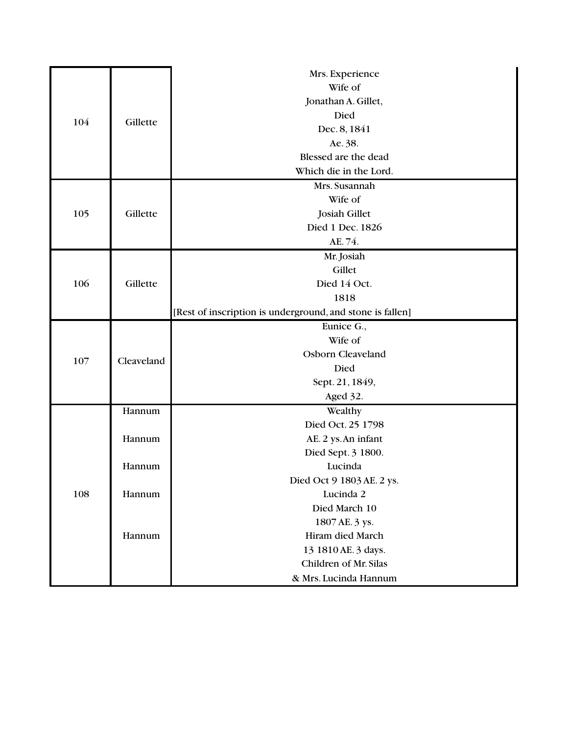| | | |
|---|---|---|
| 104 | Gillette | Mrs. Experience<br>Wife of<br>Jonathan A. Gillet,<br>Died<br>Dec. 8, 1841<br>Ae. 38.<br>Blessed are the dead<br>Which die in the Lord. |
| 105 | Gillette | Mrs. Susannah<br>Wife of<br>Josiah Gillet<br>Died 1 Dec. 1826<br>AE. 74. |
| 106 | Gillette | Mr. Josiah<br>Gillet<br>Died 14 Oct.<br>1818<br>[Rest of inscription is underground, and stone is fallen] |
| 107 | Cleaveland | Eunice G.,<br>Wife of<br>Osborn Cleaveland<br>Died<br>Sept. 21, 1849,<br>Aged 32. |
| 108 | Hannum<br><br>Hannum<br><br>Hannum<br><br>Hannum<br><br><br>Hannum | Wealthy<br>Died Oct. 25 1798<br>AE. 2 ys. An infant<br>Died Sept. 3 1800.<br>Lucinda<br>Died Oct 9 1803 AE. 2 ys.<br>Lucinda 2<br>Died March 10<br>1807 AE. 3 ys.<br>Hiram died March<br>13 1810 AE. 3 days.<br>Children of Mr. Silas<br>& Mrs. Lucinda Hannum |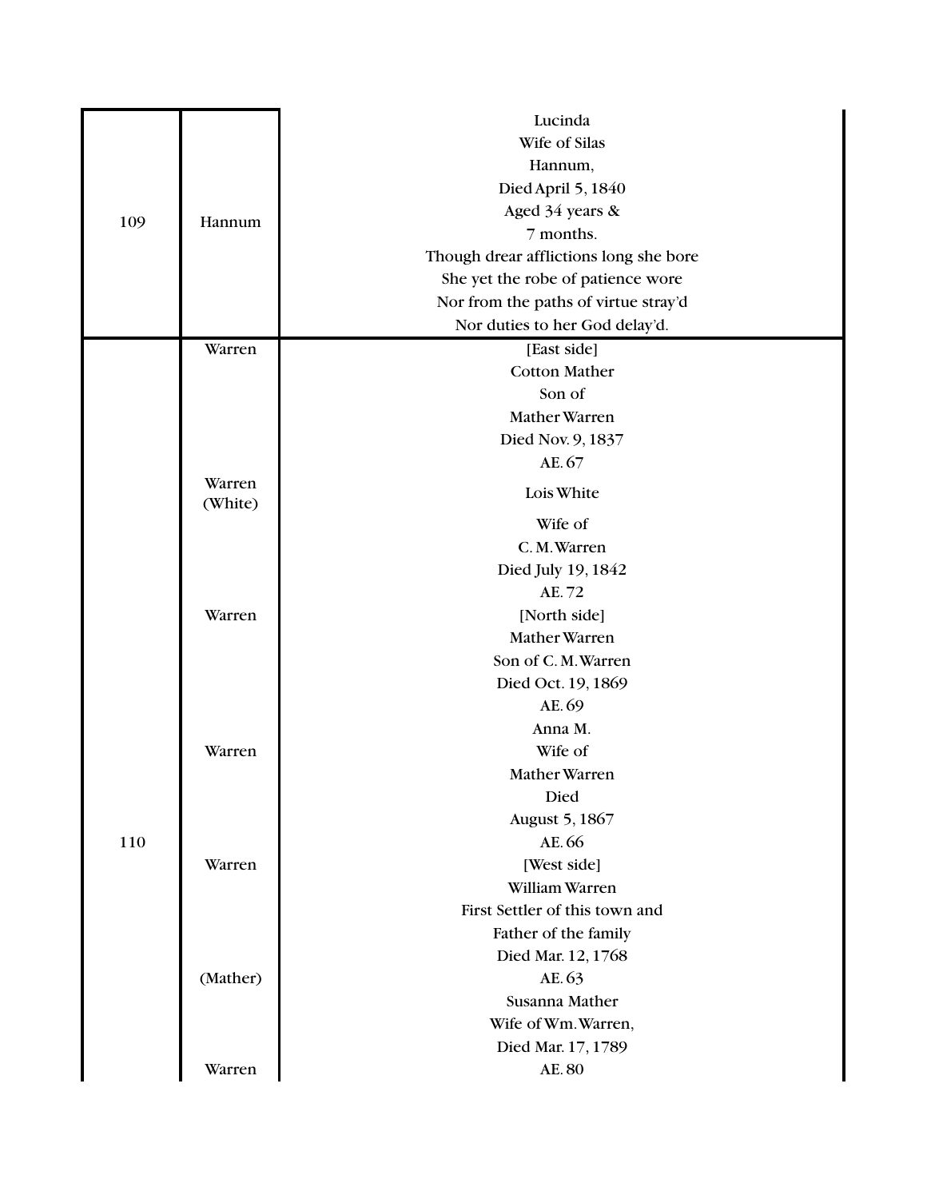| | | |
|---|---|---|
| 109 | Hannum | Lucinda<br>Wife of Silas<br>Hannum,<br>Died April 5, 1840<br>Aged 34 years &<br>7 months.<br>Though drear afflictions long she bore<br>She yet the robe of patience wore<br>Nor from the paths of virtue stray'd<br>Nor duties to her God delay'd. |
| 110 | Warren | [East side]<br>Cotton Mather<br>Son of<br>Mather Warren<br>Died Nov. 9, 1837<br>AE. 67 |
| | Warren (White) | Lois White<br>Wife of<br>C. M. Warren<br>Died July 19, 1842<br>AE. 72 |
| | Warren | [North side]<br>Mather Warren<br>Son of C. M. Warren<br>Died Oct. 19, 1869<br>AE. 69 |
| | Warren | Anna M.<br>Wife of<br>Mather Warren<br>Died<br>August 5, 1867<br>AE. 66 |
| | Warren | [West side]<br>William Warren<br>First Settler of this town and<br>Father of the family<br>Died Mar. 12, 1768<br>AE. 63 |
| | (Mather) | Susanna Mather<br>Wife of Wm. Warren,<br>Died Mar. 17, 1789 |
| | Warren | AE. 80 |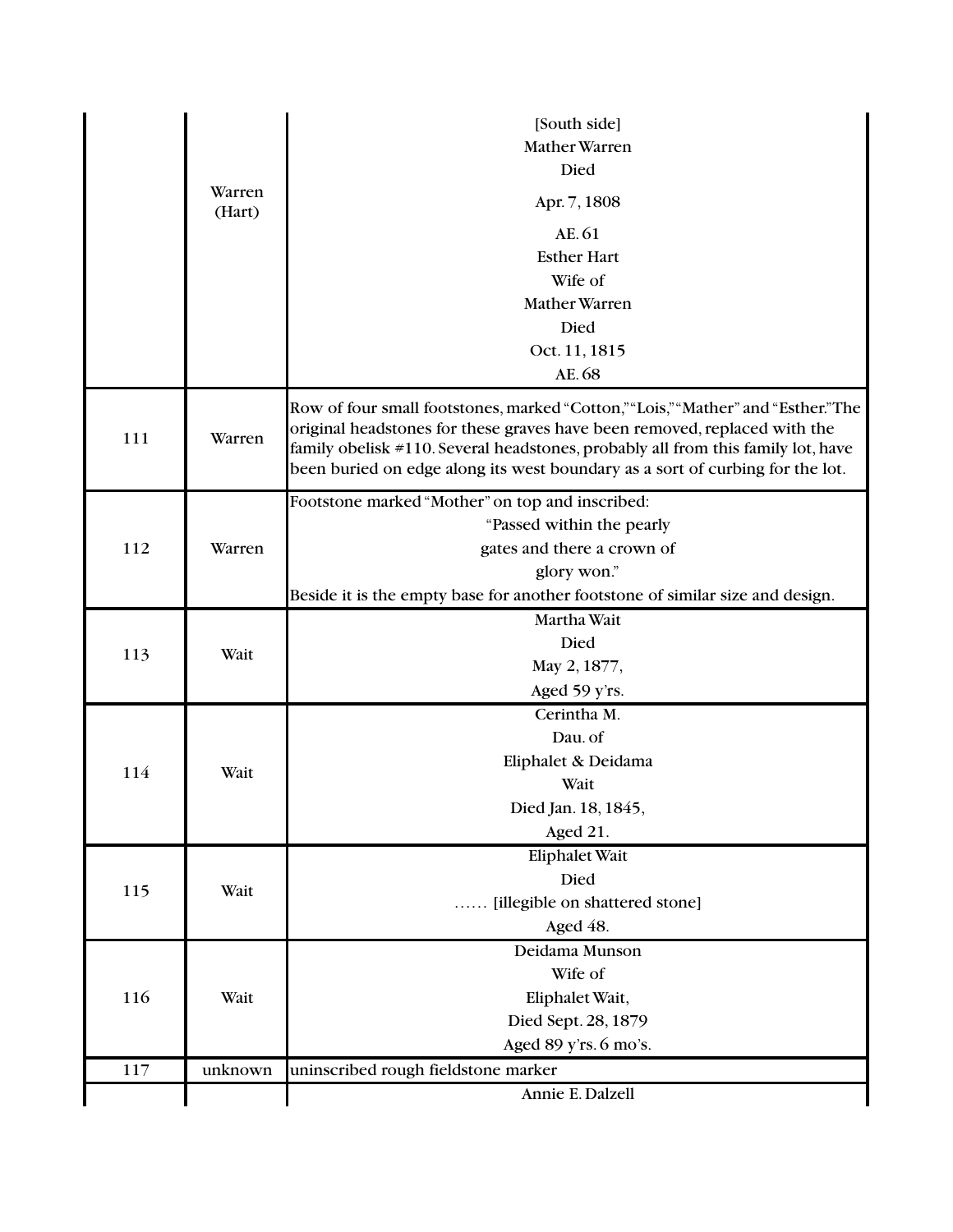| | | |
|---|---|---|
| | Warren (Hart) | [South side]<br>Mather Warren<br>Died<br>Apr. 7, 1808<br>AE. 61<br>Esther Hart<br>Wife of<br>Mather Warren<br>Died<br>Oct. 11, 1815<br>AE. 68 |
| 111 | Warren | Row of four small footstones, marked "Cotton," "Lois," "Mather" and "Esther." The original headstones for these graves have been removed, replaced with the family obelisk #110. Several headstones, probably all from this family lot, have been buried on edge along its west boundary as a sort of curbing for the lot. |
| 112 | Warren | Footstone marked "Mother" on top and inscribed:<br>"Passed within the pearly<br>gates and there a crown of<br>glory won."<br>Beside it is the empty base for another footstone of similar size and design. |
| 113 | Wait | Martha Wait<br>Died<br>May 2, 1877,<br>Aged 59 y'rs. |
| 114 | Wait | Cerintha M.<br>Dau. of<br>Eliphalet & Deidama<br>Wait<br>Died Jan. 18, 1845,<br>Aged 21. |
| 115 | Wait | Eliphalet Wait<br>Died<br>…… [illegible on shattered stone]<br>Aged 48. |
| 116 | Wait | Deidama Munson<br>Wife of<br>Eliphalet Wait,<br>Died Sept. 28, 1879<br>Aged 89 y'rs. 6 mo's. |
| 117 | unknown | uninscribed rough fieldstone marker |
| | | Annie E. Dalzell |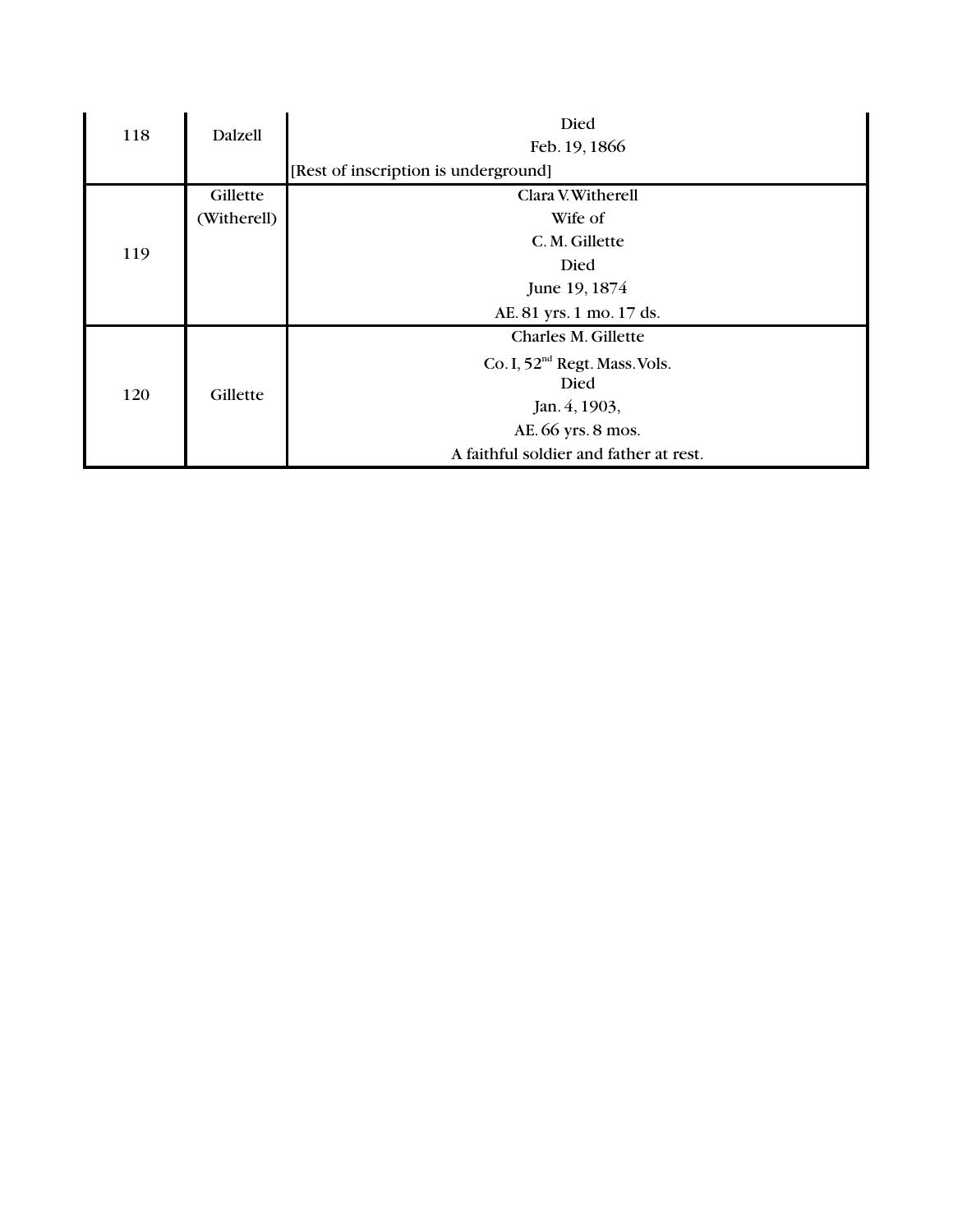| | | |
|---|---|---|
| 118 | Dalzell | Died<br>Feb. 19, 1866<br>[Rest of inscription is underground] |
| 119 | Gillette<br>(Witherell) | Clara V. Witherell<br>Wife of<br>C. M. Gillette<br>Died<br>June 19, 1874<br>AE. 81 yrs. 1 mo. 17 ds. |
| 120 | Gillette | Charles M. Gillette<br>Co. I, 52nd Regt. Mass. Vols.<br>Died<br>Jan. 4, 1903,<br>AE. 66 yrs. 8 mos.<br>A faithful soldier and father at rest. |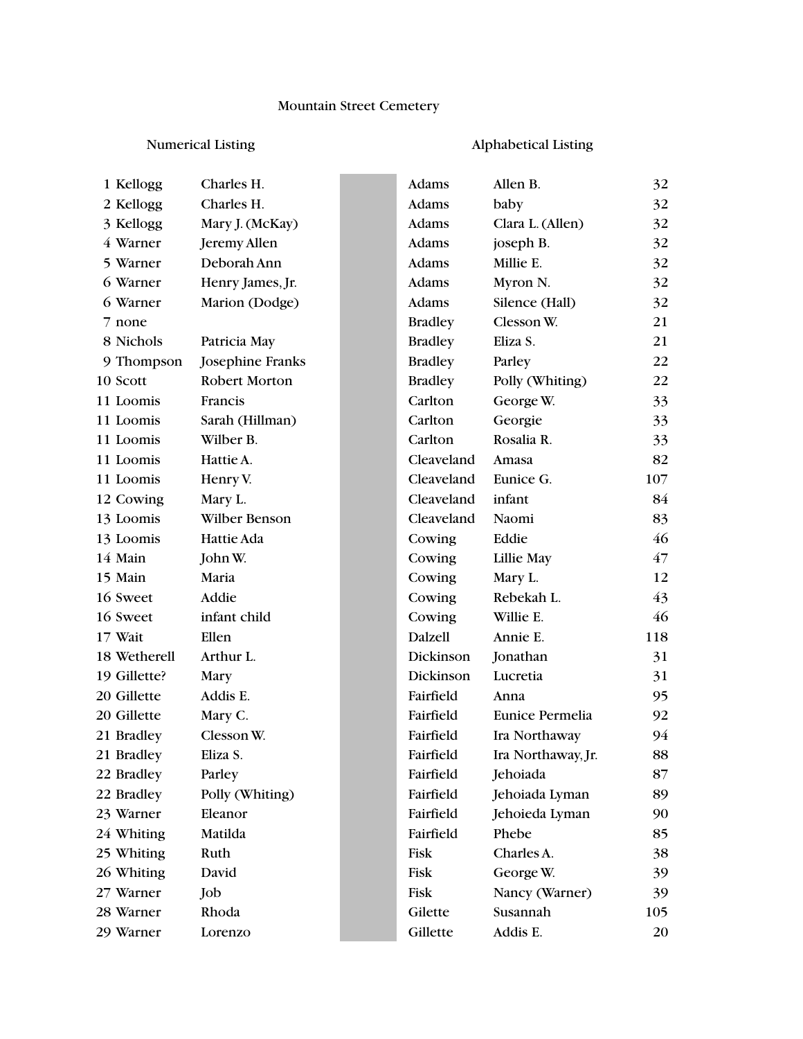Mountain Street Cemetery

## Numerical Listing

| | | |
|---|---|---|
| 1 | Kellogg | Charles H. |
| 2 | Kellogg | Charles H. |
| 3 | Kellogg | Mary J. (McKay) |
| 4 | Warner | Jeremy Allen |
| 5 | Warner | Deborah Ann |
| 6 | Warner | Henry James, Jr. |
| 6 | Warner | Marion (Dodge) |
| 7 | none | |
| 8 | Nichols | Patricia May |
| 9 | Thompson | Josephine Franks |
| 10 | Scott | Robert Morton |
| 11 | Loomis | Francis |
| 11 | Loomis | Sarah (Hillman) |
| 11 | Loomis | Wilber B. |
| 11 | Loomis | Hattie A. |
| 11 | Loomis | Henry V. |
| 12 | Cowing | Mary L. |
| 13 | Loomis | Wilber Benson |
| 13 | Loomis | Hattie Ada |
| 14 | Main | John W. |
| 15 | Main | Maria |
| 16 | Sweet | Addie |
| 16 | Sweet | infant child |
| 17 | Wait | Ellen |
| 18 | Wetherell | Arthur L. |
| 19 | Gillette? | Mary |
| 20 | Gillette | Addis E. |
| 20 | Gillette | Mary C. |
| 21 | Bradley | Clesson W. |
| 21 | Bradley | Eliza S. |
| 22 | Bradley | Parley |
| 22 | Bradley | Polly (Whiting) |
| 23 | Warner | Eleanor |
| 24 | Whiting | Matilda |
| 25 | Whiting | Ruth |
| 26 | Whiting | David |
| 27 | Warner | Job |
| 28 | Warner | Rhoda |
| 29 | Warner | Lorenzo |

## Alphabetical Listing

| | | |
|---|---|---|
| Adams | Allen B. | 32 |
| Adams | baby | 32 |
| Adams | Clara L. (Allen) | 32 |
| Adams | joseph B. | 32 |
| Adams | Millie E. | 32 |
| Adams | Myron N. | 32 |
| Adams | Silence (Hall) | 32 |
| Bradley | Clesson W. | 21 |
| Bradley | Eliza S. | 21 |
| Bradley | Parley | 22 |
| Bradley | Polly (Whiting) | 22 |
| Carlton | George W. | 33 |
| Carlton | Georgie | 33 |
| Carlton | Rosalia R. | 33 |
| Cleaveland | Amasa | 82 |
| Cleaveland | Eunice G. | 107 |
| Cleaveland | infant | 84 |
| Cleaveland | Naomi | 83 |
| Cowing | Eddie | 46 |
| Cowing | Lillie May | 47 |
| Cowing | Mary L. | 12 |
| Cowing | Rebekah L. | 43 |
| Cowing | Willie E. | 46 |
| Dalzell | Annie E. | 118 |
| Dickinson | Jonathan | 31 |
| Dickinson | Lucretia | 31 |
| Fairfield | Anna | 95 |
| Fairfield | Eunice Permelia | 92 |
| Fairfield | Ira Northaway | 94 |
| Fairfield | Ira Northaway, Jr. | 88 |
| Fairfield | Jehoiada | 87 |
| Fairfield | Jehoiada Lyman | 89 |
| Fairfield | Jehoieda Lyman | 90 |
| Fairfield | Phebe | 85 |
| Fisk | Charles A. | 38 |
| Fisk | George W. | 39 |
| Fisk | Nancy (Warner) | 39 |
| Gilette | Susannah | 105 |
| Gillette | Addis E. | 20 |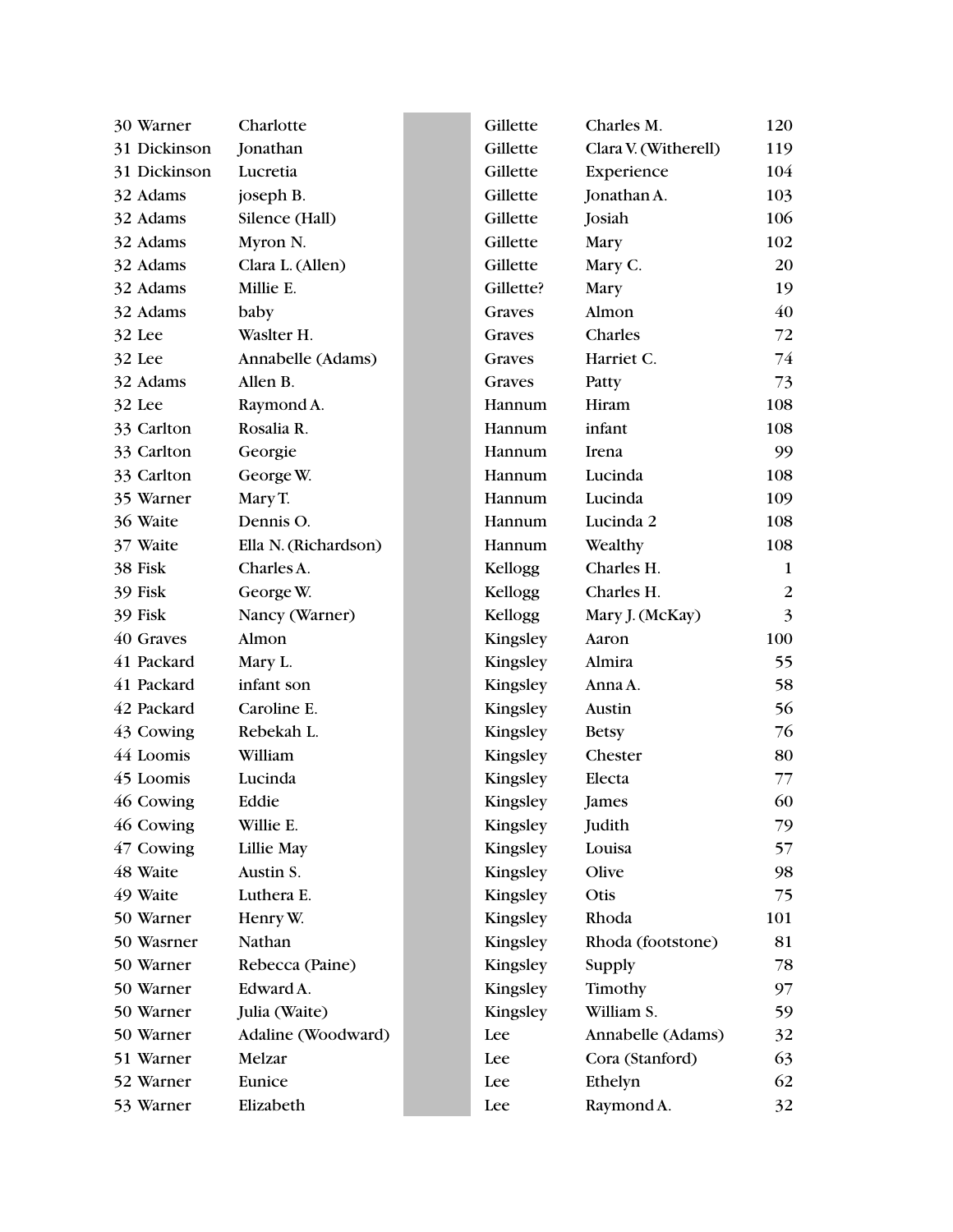| | | | | |
|---|---|---|---|---|
| 30 Warner | Charlotte | Gillette | Charles M. | 120 |
| 31 Dickinson | Jonathan | Gillette | Clara V. (Witherell) | 119 |
| 31 Dickinson | Lucretia | Gillette | Experience | 104 |
| 32 Adams | joseph B. | Gillette | Jonathan A. | 103 |
| 32 Adams | Silence (Hall) | Gillette | Josiah | 106 |
| 32 Adams | Myron N. | Gillette | Mary | 102 |
| 32 Adams | Clara L. (Allen) | Gillette | Mary C. | 20 |
| 32 Adams | Millie E. | Gillette? | Mary | 19 |
| 32 Adams | baby | Graves | Almon | 40 |
| 32 Lee | Waslter H. | Graves | Charles | 72 |
| 32 Lee | Annabelle (Adams) | Graves | Harriet C. | 74 |
| 32 Adams | Allen B. | Graves | Patty | 73 |
| 32 Lee | Raymond A. | Hannum | Hiram | 108 |
| 33 Carlton | Rosalia R. | Hannum | infant | 108 |
| 33 Carlton | Georgie | Hannum | Irena | 99 |
| 33 Carlton | George W. | Hannum | Lucinda | 108 |
| 35 Warner | Mary T. | Hannum | Lucinda | 109 |
| 36 Waite | Dennis O. | Hannum | Lucinda 2 | 108 |
| 37 Waite | Ella N. (Richardson) | Hannum | Wealthy | 108 |
| 38 Fisk | Charles A. | Kellogg | Charles H. | 1 |
| 39 Fisk | George W. | Kellogg | Charles H. | 2 |
| 39 Fisk | Nancy (Warner) | Kellogg | Mary J. (McKay) | 3 |
| 40 Graves | Almon | Kingsley | Aaron | 100 |
| 41 Packard | Mary L. | Kingsley | Almira | 55 |
| 41 Packard | infant son | Kingsley | Anna A. | 58 |
| 42 Packard | Caroline E. | Kingsley | Austin | 56 |
| 43 Cowing | Rebekah L. | Kingsley | Betsy | 76 |
| 44 Loomis | William | Kingsley | Chester | 80 |
| 45 Loomis | Lucinda | Kingsley | Electa | 77 |
| 46 Cowing | Eddie | Kingsley | James | 60 |
| 46 Cowing | Willie E. | Kingsley | Judith | 79 |
| 47 Cowing | Lillie May | Kingsley | Louisa | 57 |
| 48 Waite | Austin S. | Kingsley | Olive | 98 |
| 49 Waite | Luthera E. | Kingsley | Otis | 75 |
| 50 Warner | Henry W. | Kingsley | Rhoda | 101 |
| 50 Wasrner | Nathan | Kingsley | Rhoda (footstone) | 81 |
| 50 Warner | Rebecca (Paine) | Kingsley | Supply | 78 |
| 50 Warner | Edward A. | Kingsley | Timothy | 97 |
| 50 Warner | Julia (Waite) | Kingsley | William S. | 59 |
| 50 Warner | Adaline (Woodward) | Lee | Annabelle (Adams) | 32 |
| 51 Warner | Melzar | Lee | Cora (Stanford) | 63 |
| 52 Warner | Eunice | Lee | Ethelyn | 62 |
| 53 Warner | Elizabeth | Lee | Raymond A. | 32 |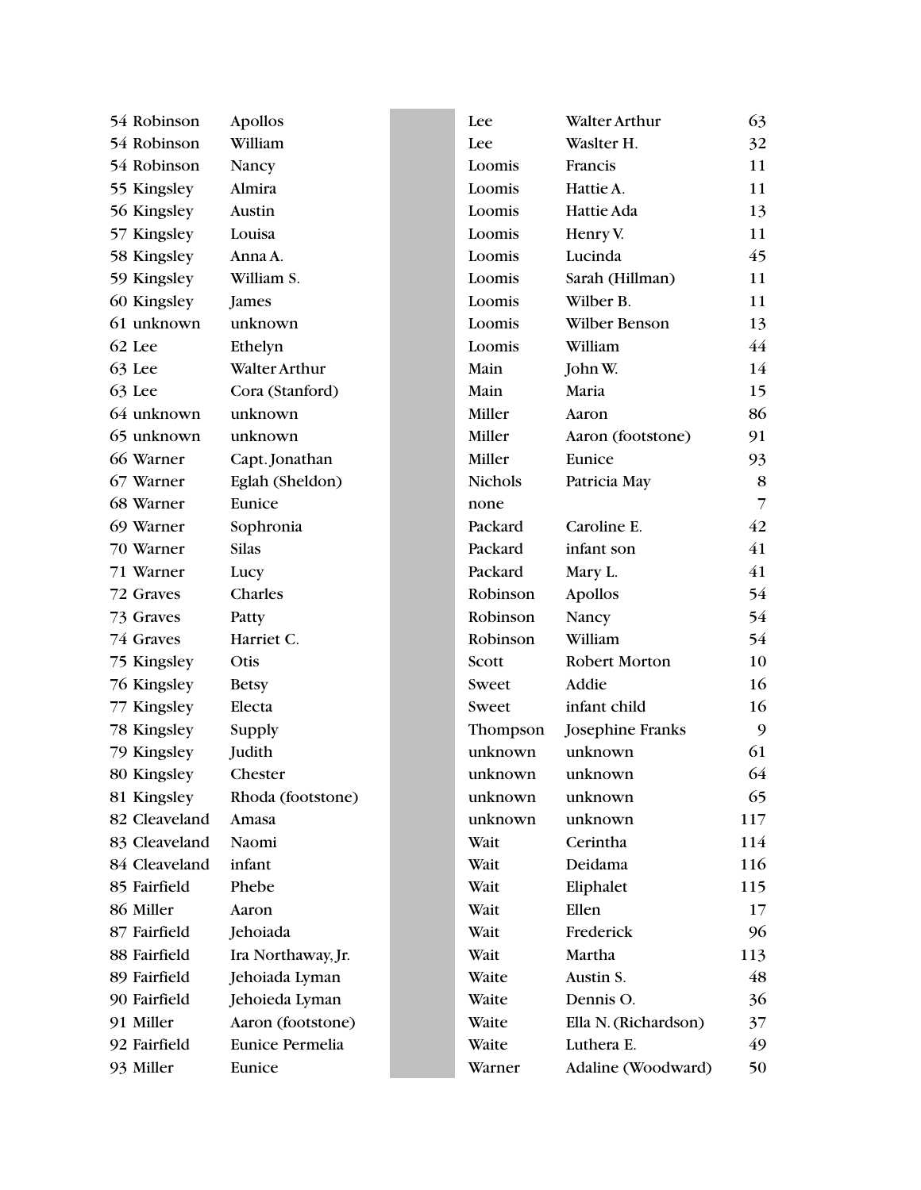| | | |
|---|---|---|
| 54 | Robinson | Apollos |
| 54 | Robinson | William |
| 54 | Robinson | Nancy |
| 55 | Kingsley | Almira |
| 56 | Kingsley | Austin |
| 57 | Kingsley | Louisa |
| 58 | Kingsley | Anna A. |
| 59 | Kingsley | William S. |
| 60 | Kingsley | James |
| 61 | unknown | unknown |
| 62 | Lee | Ethelyn |
| 63 | Lee | Walter Arthur |
| 63 | Lee | Cora (Stanford) |
| 64 | unknown | unknown |
| 65 | unknown | unknown |
| 66 | Warner | Capt. Jonathan |
| 67 | Warner | Eglah (Sheldon) |
| 68 | Warner | Eunice |
| 69 | Warner | Sophronia |
| 70 | Warner | Silas |
| 71 | Warner | Lucy |
| 72 | Graves | Charles |
| 73 | Graves | Patty |
| 74 | Graves | Harriet C. |
| 75 | Kingsley | Otis |
| 76 | Kingsley | Betsy |
| 77 | Kingsley | Electa |
| 78 | Kingsley | Supply |
| 79 | Kingsley | Judith |
| 80 | Kingsley | Chester |
| 81 | Kingsley | Rhoda (footstone) |
| 82 | Cleaveland | Amasa |
| 83 | Cleaveland | Naomi |
| 84 | Cleaveland | infant |
| 85 | Fairfield | Phebe |
| 86 | Miller | Aaron |
| 87 | Fairfield | Jehoiada |
| 88 | Fairfield | Ira Northaway, Jr. |
| 89 | Fairfield | Jehoiada Lyman |
| 90 | Fairfield | Jehoieda Lyman |
| 91 | Miller | Aaron (footstone) |
| 92 | Fairfield | Eunice Permelia |
| 93 | Miller | Eunice |

| | | |
|---|---|---|
| Lee | Walter Arthur | 63 |
| Lee | Waslter H. | 32 |
| Loomis | Francis | 11 |
| Loomis | Hattie A. | 11 |
| Loomis | Hattie Ada | 13 |
| Loomis | Henry V. | 11 |
| Loomis | Lucinda | 45 |
| Loomis | Sarah (Hillman) | 11 |
| Loomis | Wilber B. | 11 |
| Loomis | Wilber Benson | 13 |
| Loomis | William | 44 |
| Main | John W. | 14 |
| Main | Maria | 15 |
| Miller | Aaron | 86 |
| Miller | Aaron (footstone) | 91 |
| Miller | Eunice | 93 |
| Nichols | Patricia May | 8 |
| none | | 7 |
| Packard | Caroline E. | 42 |
| Packard | infant son | 41 |
| Packard | Mary L. | 41 |
| Robinson | Apollos | 54 |
| Robinson | Nancy | 54 |
| Robinson | William | 54 |
| Scott | Robert Morton | 10 |
| Sweet | Addie | 16 |
| Sweet | infant child | 16 |
| Thompson | Josephine Franks | 9 |
| unknown | unknown | 61 |
| unknown | unknown | 64 |
| unknown | unknown | 65 |
| unknown | unknown | 117 |
| Wait | Cerintha | 114 |
| Wait | Deidama | 116 |
| Wait | Eliphalet | 115 |
| Wait | Ellen | 17 |
| Wait | Frederick | 96 |
| Wait | Martha | 113 |
| Waite | Austin S. | 48 |
| Waite | Dennis O. | 36 |
| Waite | Ella N. (Richardson) | 37 |
| Waite | Luthera E. | 49 |
| Warner | Adaline (Woodward) | 50 |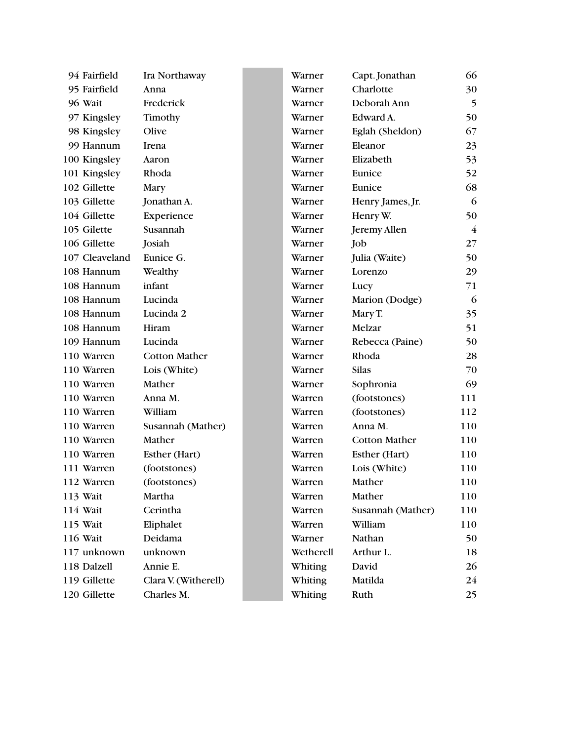| | | |
|---|---|---|
| 94 | Fairfield | Ira Northaway |
| 95 | Fairfield | Anna |
| 96 | Wait | Frederick |
| 97 | Kingsley | Timothy |
| 98 | Kingsley | Olive |
| 99 | Hannum | Irena |
| 100 | Kingsley | Aaron |
| 101 | Kingsley | Rhoda |
| 102 | Gillette | Mary |
| 103 | Gillette | Jonathan A. |
| 104 | Gillette | Experience |
| 105 | Gilette | Susannah |
| 106 | Gillette | Josiah |
| 107 | Cleaveland | Eunice G. |
| 108 | Hannum | Wealthy |
| 108 | Hannum | infant |
| 108 | Hannum | Lucinda |
| 108 | Hannum | Lucinda 2 |
| 108 | Hannum | Hiram |
| 109 | Hannum | Lucinda |
| 110 | Warren | Cotton Mather |
| 110 | Warren | Lois (White) |
| 110 | Warren | Mather |
| 110 | Warren | Anna M. |
| 110 | Warren | William |
| 110 | Warren | Susannah (Mather) |
| 110 | Warren | Mather |
| 110 | Warren | Esther (Hart) |
| 111 | Warren | (footstones) |
| 112 | Warren | (footstones) |
| 113 | Wait | Martha |
| 114 | Wait | Cerintha |
| 115 | Wait | Eliphalet |
| 116 | Wait | Deidama |
| 117 | unknown | unknown |
| 118 | Dalzell | Annie E. |
| 119 | Gillette | Clara V. (Witherell) |
| 120 | Gillette | Charles M. |

| | | |
|---|---|---|
| Warner | Capt. Jonathan | 66 |
| Warner | Charlotte | 30 |
| Warner | Deborah Ann | 5 |
| Warner | Edward A. | 50 |
| Warner | Eglah (Sheldon) | 67 |
| Warner | Eleanor | 23 |
| Warner | Elizabeth | 53 |
| Warner | Eunice | 52 |
| Warner | Eunice | 68 |
| Warner | Henry James, Jr. | 6 |
| Warner | Henry W. | 50 |
| Warner | Jeremy Allen | 4 |
| Warner | Job | 27 |
| Warner | Julia (Waite) | 50 |
| Warner | Lorenzo | 29 |
| Warner | Lucy | 71 |
| Warner | Marion (Dodge) | 6 |
| Warner | Mary T. | 35 |
| Warner | Melzar | 51 |
| Warner | Rebecca (Paine) | 50 |
| Warner | Rhoda | 28 |
| Warner | Silas | 70 |
| Warner | Sophronia | 69 |
| Warren | (footstones) | 111 |
| Warren | (footstones) | 112 |
| Warren | Anna M. | 110 |
| Warren | Cotton Mather | 110 |
| Warren | Esther (Hart) | 110 |
| Warren | Lois (White) | 110 |
| Warren | Mather | 110 |
| Warren | Mather | 110 |
| Warren | Susannah (Mather) | 110 |
| Warren | William | 110 |
| Warner | Nathan | 50 |
| Wetherell | Arthur L. | 18 |
| Whiting | David | 26 |
| Whiting | Matilda | 24 |
| Whiting | Ruth | 25 |